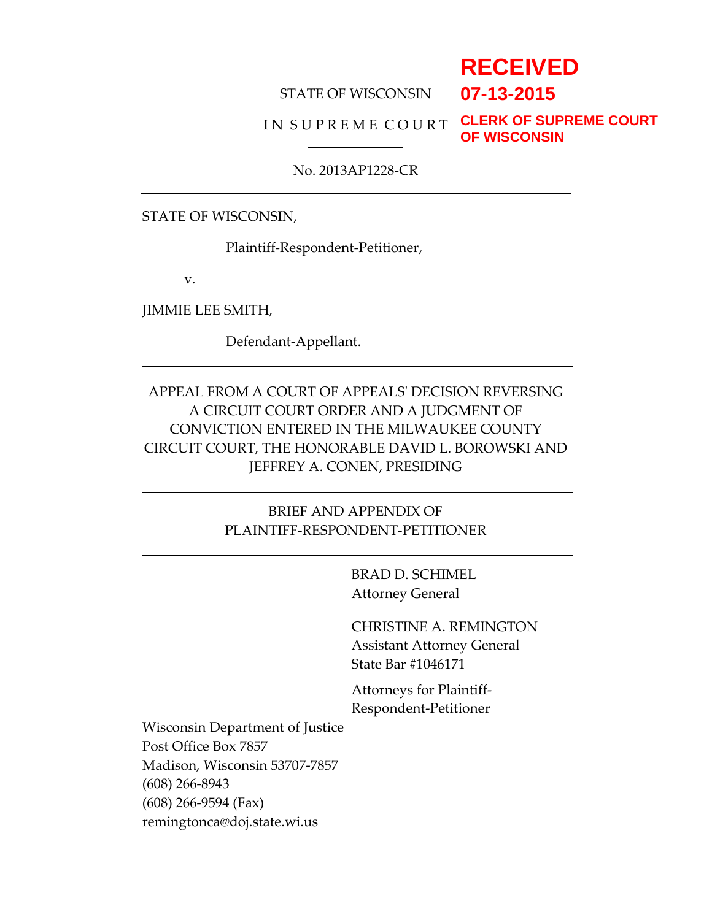RECEIVED
07-13-2015
CLERK OF SUPREME COURT
OF WISCONSIN

STATE OF WISCONSIN

IN SUPREME COURT

No. 2013AP1228-CR

---

STATE OF WISCONSIN,

Plaintiff-Respondent-Petitioner,

v.

JIMMIE LEE SMITH,

Defendant-Appellant.

---

APPEAL FROM A COURT OF APPEALS' DECISION REVERSING A CIRCUIT COURT ORDER AND A JUDGMENT OF CONVICTION ENTERED IN THE MILWAUKEE COUNTY CIRCUIT COURT, THE HONORABLE DAVID L. BOROWSKI AND JEFFREY A. CONEN, PRESIDING

---

BRIEF AND APPENDIX OF
PLAINTIFF-RESPONDENT-PETITIONER

---

BRAD D. SCHIMEL
Attorney General

CHRISTINE A. REMINGTON
Assistant Attorney General
State Bar #1046171

Attorneys for Plaintiff-Respondent-Petitioner

Wisconsin Department of Justice
Post Office Box 7857
Madison, Wisconsin 53707-7857
(608) 266-8943
(608) 266-9594 (Fax)
remingtonca@doj.state.wi.us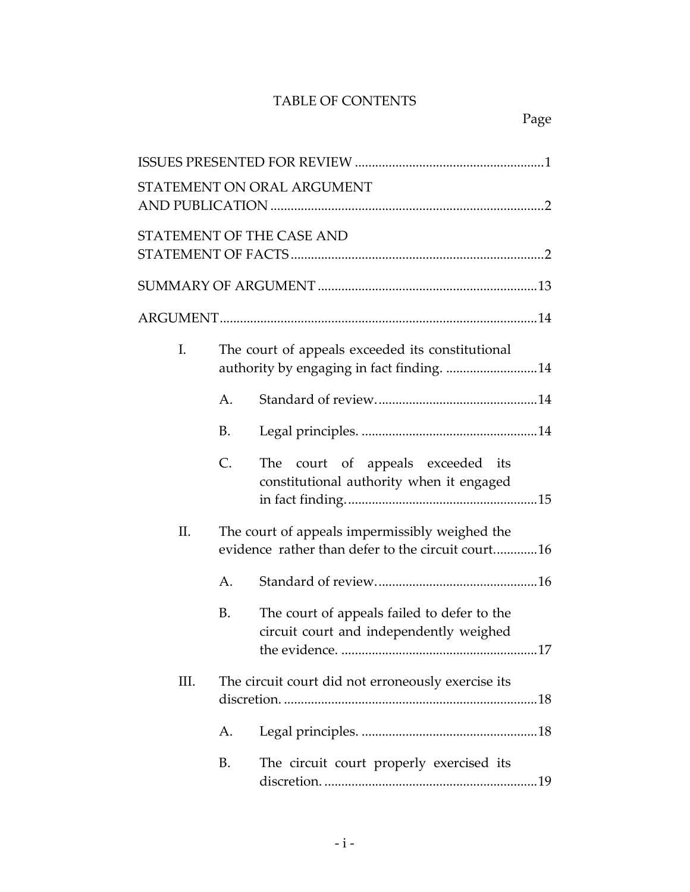# TABLE OF CONTENTS

Page

ISSUES PRESENTED FOR REVIEW ........................................................1

STATEMENT ON ORAL ARGUMENT AND PUBLICATION ................................................................................2

STATEMENT OF THE CASE AND STATEMENT OF FACTS ...........................................................................2

SUMMARY OF ARGUMENT ................................................................13

ARGUMENT .............................................................................................14

- I. The court of appeals exceeded its constitutional authority by engaging in fact finding. ...........................14
  - A. Standard of review. ...............................................14
  - B. Legal principles. ...................................................14
  - C. The court of appeals exceeded its constitutional authority when it engaged in fact finding. .......................................................15
- II. The court of appeals impermissibly weighed the evidence rather than defer to the circuit court. ............16
  - A. Standard of review. ...............................................16
  - B. The court of appeals failed to defer to the circuit court and independently weighed the evidence. .........................................................17
- III. The circuit court did not erroneously exercise its discretion. ..........................................................................18
  - A. Legal principles. ...................................................18
  - B. The circuit court properly exercised its discretion. ..............................................................19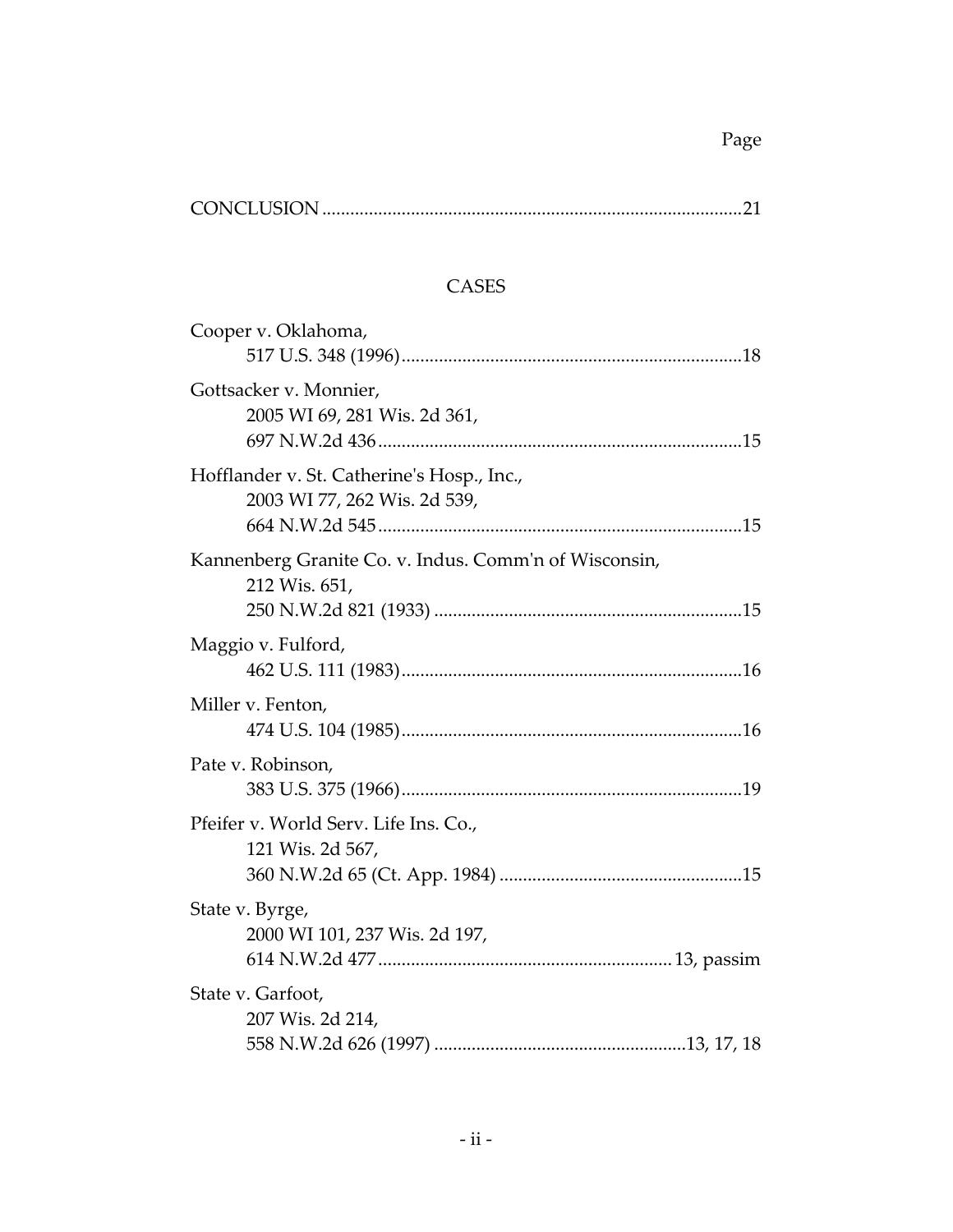Page

CONCLUSION .......................................................................................21

## CASES

Cooper v. Oklahoma,
517 U.S. 348 (1996)........................................................................18

Gottsacker v. Monnier,
2005 WI 69, 281 Wis. 2d 361,
697 N.W.2d 436.............................................................................15

Hofflander v. St. Catherine's Hosp., Inc.,
2003 WI 77, 262 Wis. 2d 539,
664 N.W.2d 545.............................................................................15

Kannenberg Granite Co. v. Indus. Comm'n of Wisconsin,
212 Wis. 651,
250 N.W.2d 821 (1933) .................................................................15

Maggio v. Fulford,
462 U.S. 111 (1983)........................................................................16

Miller v. Fenton,
474 U.S. 104 (1985)........................................................................16

Pate v. Robinson,
383 U.S. 375 (1966)........................................................................19

Pfeifer v. World Serv. Life Ins. Co.,
121 Wis. 2d 567,
360 N.W.2d 65 (Ct. App. 1984) ....................................................15

State v. Byrge,
2000 WI 101, 237 Wis. 2d 197,
614 N.W.2d 477.............................................................. 13, passim

State v. Garfoot,
207 Wis. 2d 214,
558 N.W.2d 626 (1997) .....................................................13, 17, 18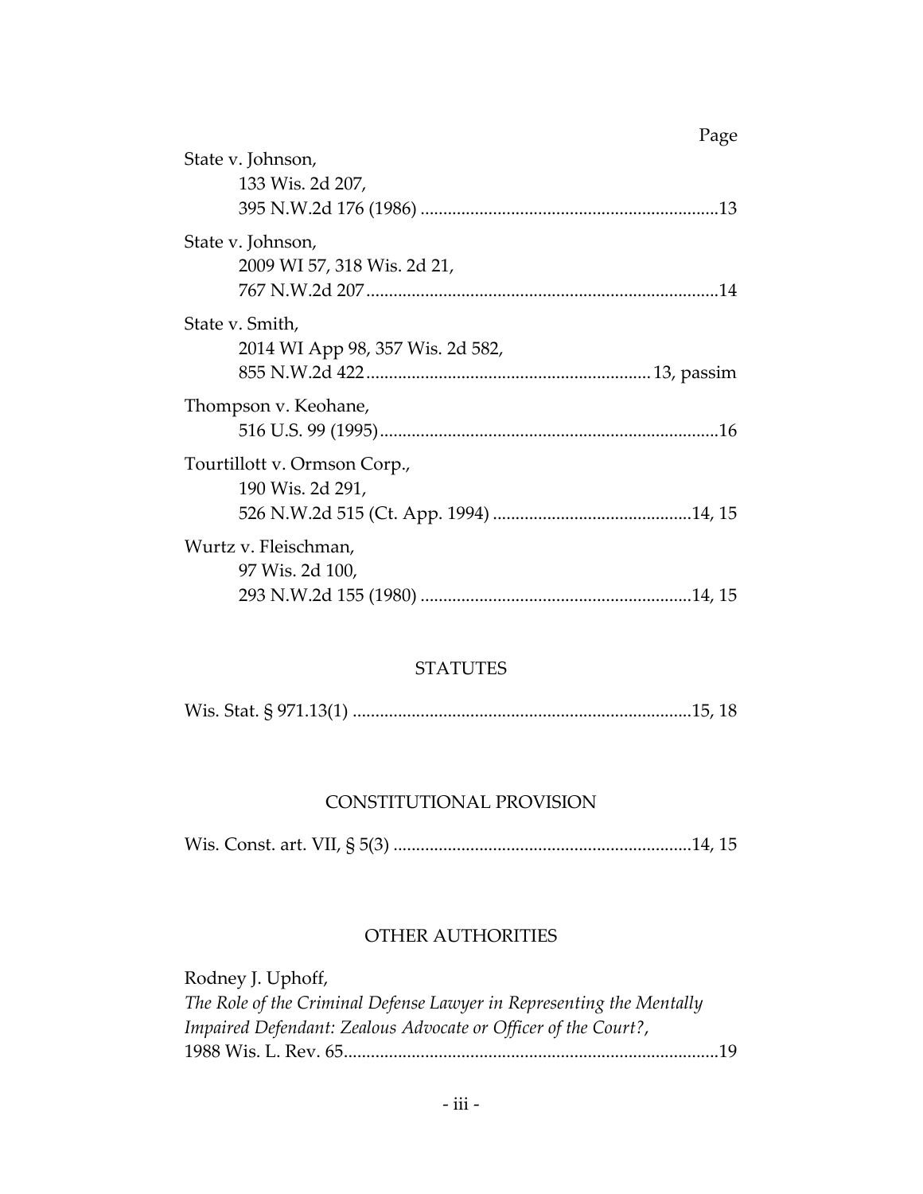Page

State v. Johnson,
133 Wis. 2d 207,
395 N.W.2d 176 (1986) ....................................................................13

State v. Johnson,
2009 WI 57, 318 Wis. 2d 21,
767 N.W.2d 207 ................................................................................14

State v. Smith,
2014 WI App 98, 357 Wis. 2d 582,
855 N.W.2d 422 ............................................................... 13, passim

Thompson v. Keohane,
516 U.S. 99 (1995) ............................................................................16

Tourtillott v. Ormson Corp.,
190 Wis. 2d 291,
526 N.W.2d 515 (Ct. App. 1994) ...........................................14, 15

Wurtz v. Fleischman,
97 Wis. 2d 100,
293 N.W.2d 155 (1980) ..........................................................14, 15

## STATUTES

Wis. Stat. § 971.13(1) ..........................................................................15, 18

## CONSTITUTIONAL PROVISION

Wis. Const. art. VII, § 5(3) ..................................................................14, 15

## OTHER AUTHORITIES

Rodney J. Uphoff,
*The Role of the Criminal Defense Lawyer in Representing the Mentally Impaired Defendant: Zealous Advocate or Officer of the Court?*,
1988 Wis. L. Rev. 65..................................................................................19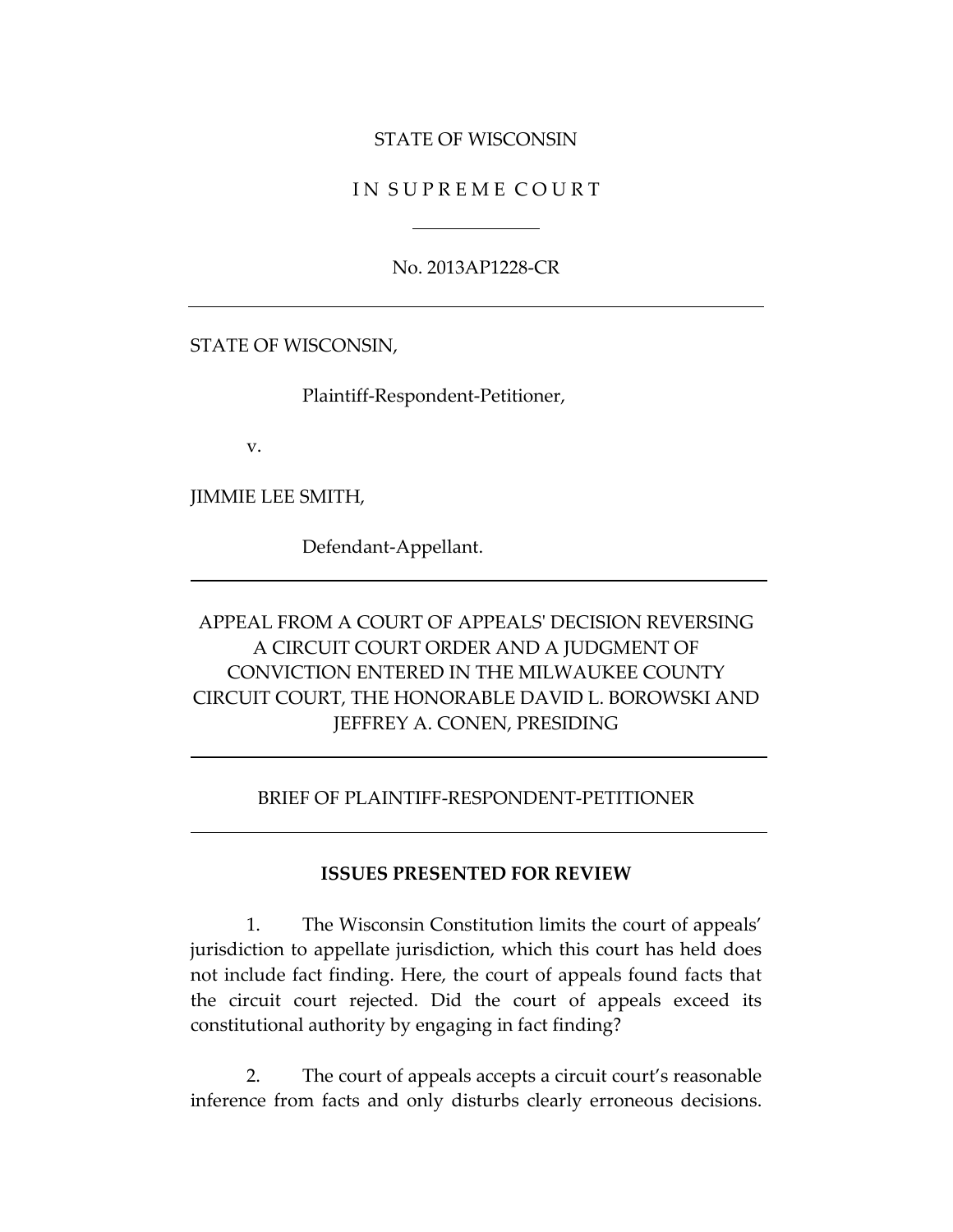STATE OF WISCONSIN

I N S U P R E M E C O U R T

No. 2013AP1228-CR

---

STATE OF WISCONSIN,

Plaintiff-Respondent-Petitioner,

v.

JIMMIE LEE SMITH,

Defendant-Appellant.

---

APPEAL FROM A COURT OF APPEALS' DECISION REVERSING A CIRCUIT COURT ORDER AND A JUDGMENT OF CONVICTION ENTERED IN THE MILWAUKEE COUNTY CIRCUIT COURT, THE HONORABLE DAVID L. BOROWSKI AND JEFFREY A. CONEN, PRESIDING

---

BRIEF OF PLAINTIFF-RESPONDENT-PETITIONER

---

**ISSUES PRESENTED FOR REVIEW**

1. The Wisconsin Constitution limits the court of appeals' jurisdiction to appellate jurisdiction, which this court has held does not include fact finding. Here, the court of appeals found facts that the circuit court rejected. Did the court of appeals exceed its constitutional authority by engaging in fact finding?

2. The court of appeals accepts a circuit court's reasonable inference from facts and only disturbs clearly erroneous decisions.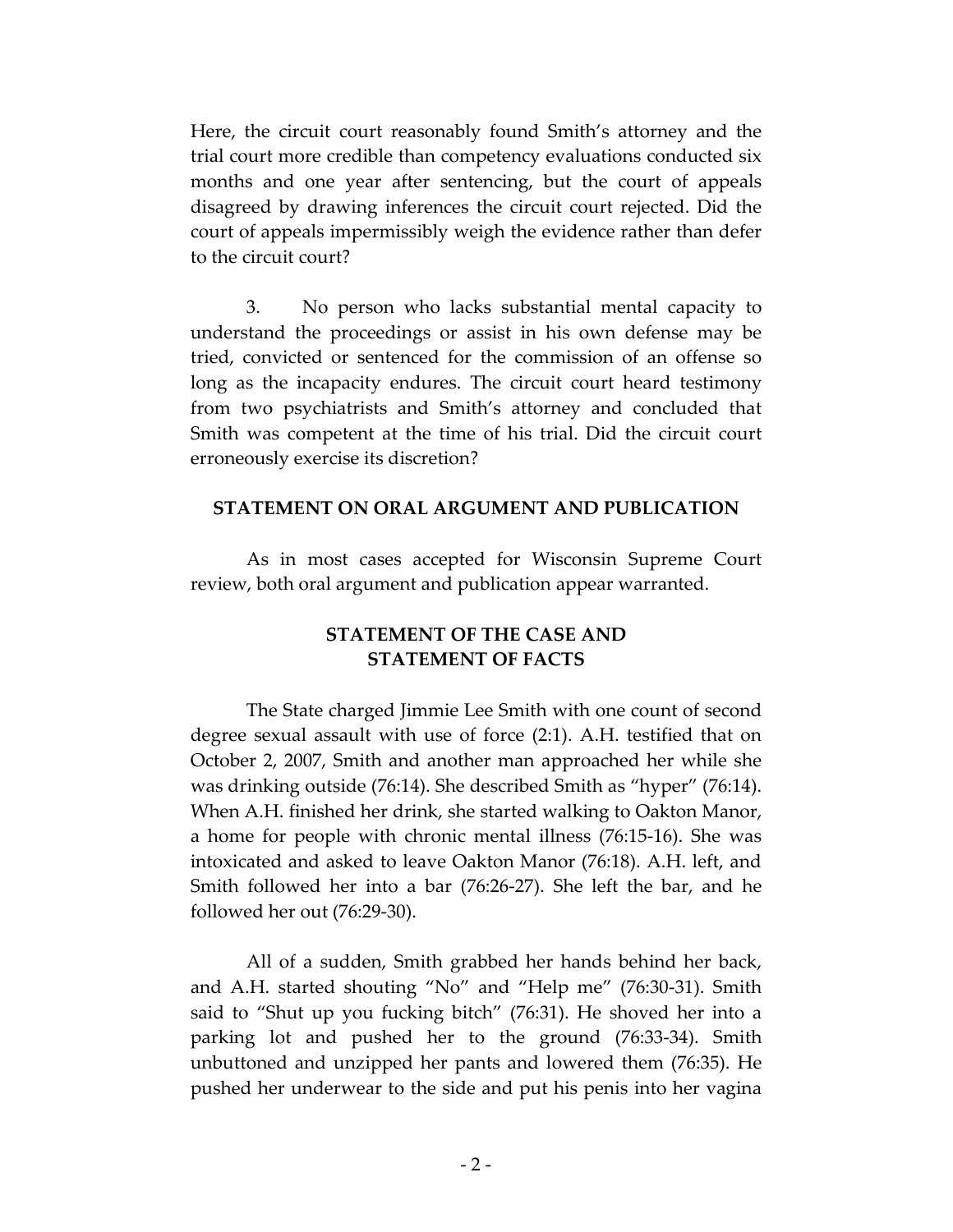Here, the circuit court reasonably found Smith's attorney and the trial court more credible than competency evaluations conducted six months and one year after sentencing, but the court of appeals disagreed by drawing inferences the circuit court rejected. Did the court of appeals impermissibly weigh the evidence rather than defer to the circuit court?

3. No person who lacks substantial mental capacity to understand the proceedings or assist in his own defense may be tried, convicted or sentenced for the commission of an offense so long as the incapacity endures. The circuit court heard testimony from two psychiatrists and Smith's attorney and concluded that Smith was competent at the time of his trial. Did the circuit court erroneously exercise its discretion?

## STATEMENT ON ORAL ARGUMENT AND PUBLICATION

As in most cases accepted for Wisconsin Supreme Court review, both oral argument and publication appear warranted.

## STATEMENT OF THE CASE AND STATEMENT OF FACTS

The State charged Jimmie Lee Smith with one count of second degree sexual assault with use of force (2:1). A.H. testified that on October 2, 2007, Smith and another man approached her while she was drinking outside (76:14). She described Smith as "hyper" (76:14). When A.H. finished her drink, she started walking to Oakton Manor, a home for people with chronic mental illness (76:15-16). She was intoxicated and asked to leave Oakton Manor (76:18). A.H. left, and Smith followed her into a bar (76:26-27). She left the bar, and he followed her out (76:29-30).

All of a sudden, Smith grabbed her hands behind her back, and A.H. started shouting "No" and "Help me" (76:30-31). Smith said to "Shut up you fucking bitch" (76:31). He shoved her into a parking lot and pushed her to the ground (76:33-34). Smith unbuttoned and unzipped her pants and lowered them (76:35). He pushed her underwear to the side and put his penis into her vagina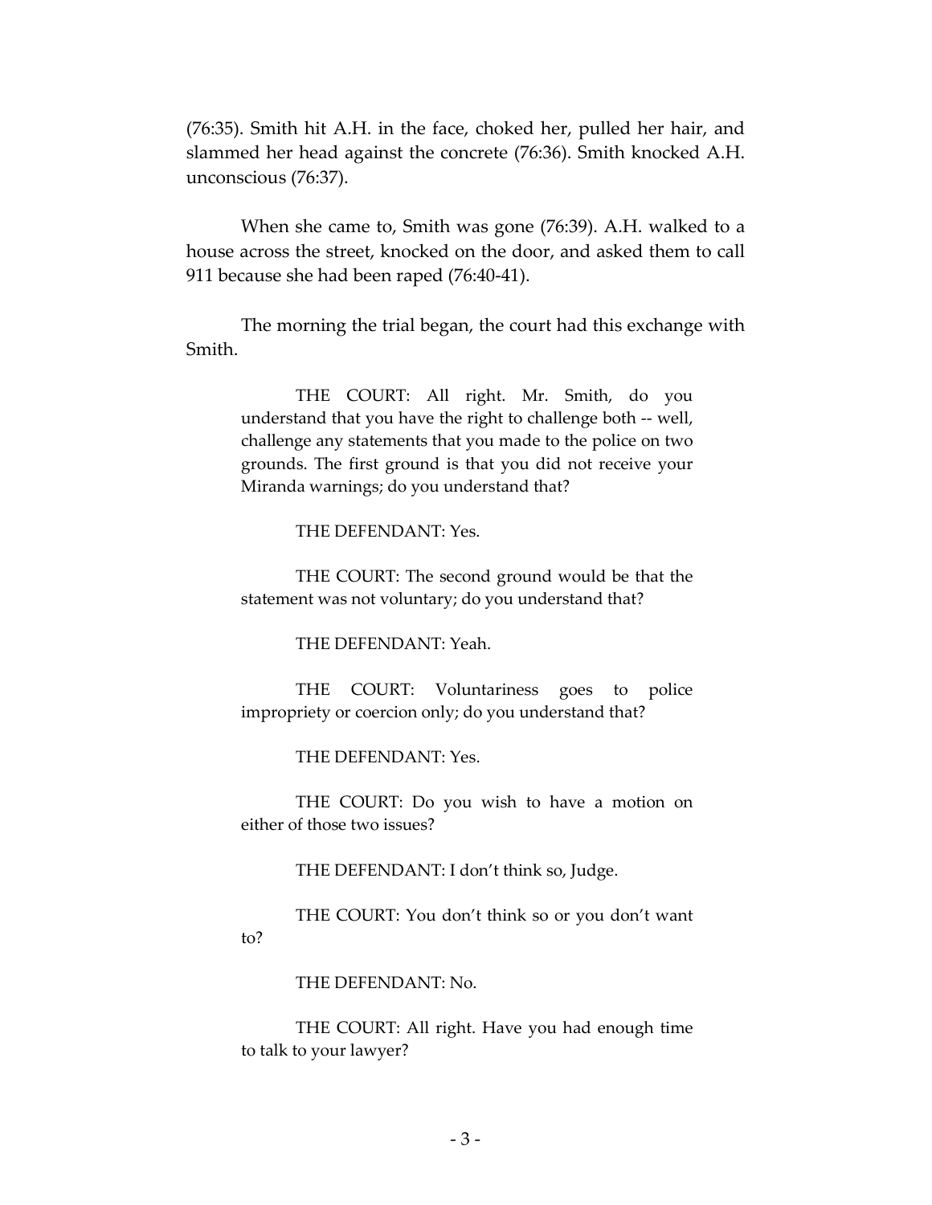(76:35). Smith hit A.H. in the face, choked her, pulled her hair, and slammed her head against the concrete (76:36). Smith knocked A.H. unconscious (76:37).

When she came to, Smith was gone (76:39). A.H. walked to a house across the street, knocked on the door, and asked them to call 911 because she had been raped (76:40-41).

The morning the trial began, the court had this exchange with Smith.

> THE COURT: All right. Mr. Smith, do you understand that you have the right to challenge both -- well, challenge any statements that you made to the police on two grounds. The first ground is that you did not receive your Miranda warnings; do you understand that?
>
> THE DEFENDANT: Yes.
>
> THE COURT: The second ground would be that the statement was not voluntary; do you understand that?
>
> THE DEFENDANT: Yeah.
>
> THE COURT: Voluntariness goes to police impropriety or coercion only; do you understand that?
>
> THE DEFENDANT: Yes.
>
> THE COURT: Do you wish to have a motion on either of those two issues?
>
> THE DEFENDANT: I don't think so, Judge.
>
> THE COURT: You don't think so or you don't want to?
>
> THE DEFENDANT: No.
>
> THE COURT: All right. Have you had enough time to talk to your lawyer?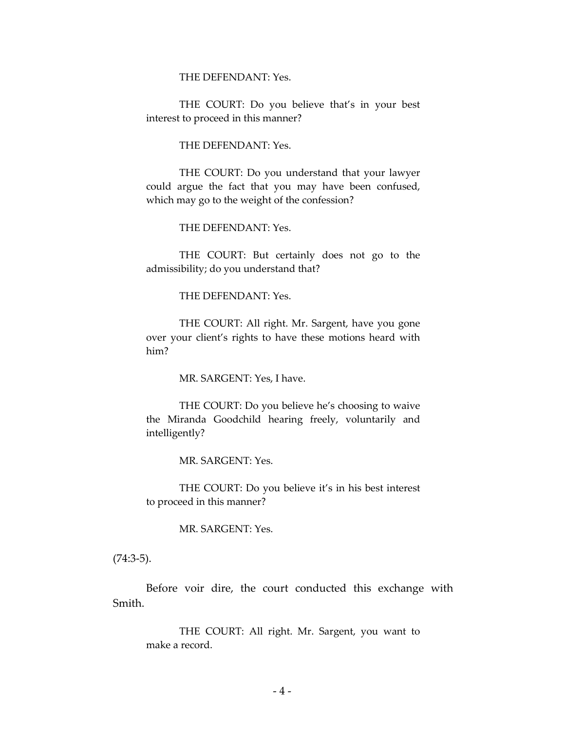THE DEFENDANT: Yes.

THE COURT: Do you believe that's in your best interest to proceed in this manner?

THE DEFENDANT: Yes.

THE COURT: Do you understand that your lawyer could argue the fact that you may have been confused, which may go to the weight of the confession?

THE DEFENDANT: Yes.

THE COURT: But certainly does not go to the admissibility; do you understand that?

THE DEFENDANT: Yes.

THE COURT: All right. Mr. Sargent, have you gone over your client's rights to have these motions heard with him?

MR. SARGENT: Yes, I have.

THE COURT: Do you believe he's choosing to waive the Miranda Goodchild hearing freely, voluntarily and intelligently?

MR. SARGENT: Yes.

THE COURT: Do you believe it's in his best interest to proceed in this manner?

MR. SARGENT: Yes.

(74:3-5).

Before voir dire, the court conducted this exchange with Smith.

THE COURT: All right. Mr. Sargent, you want to make a record.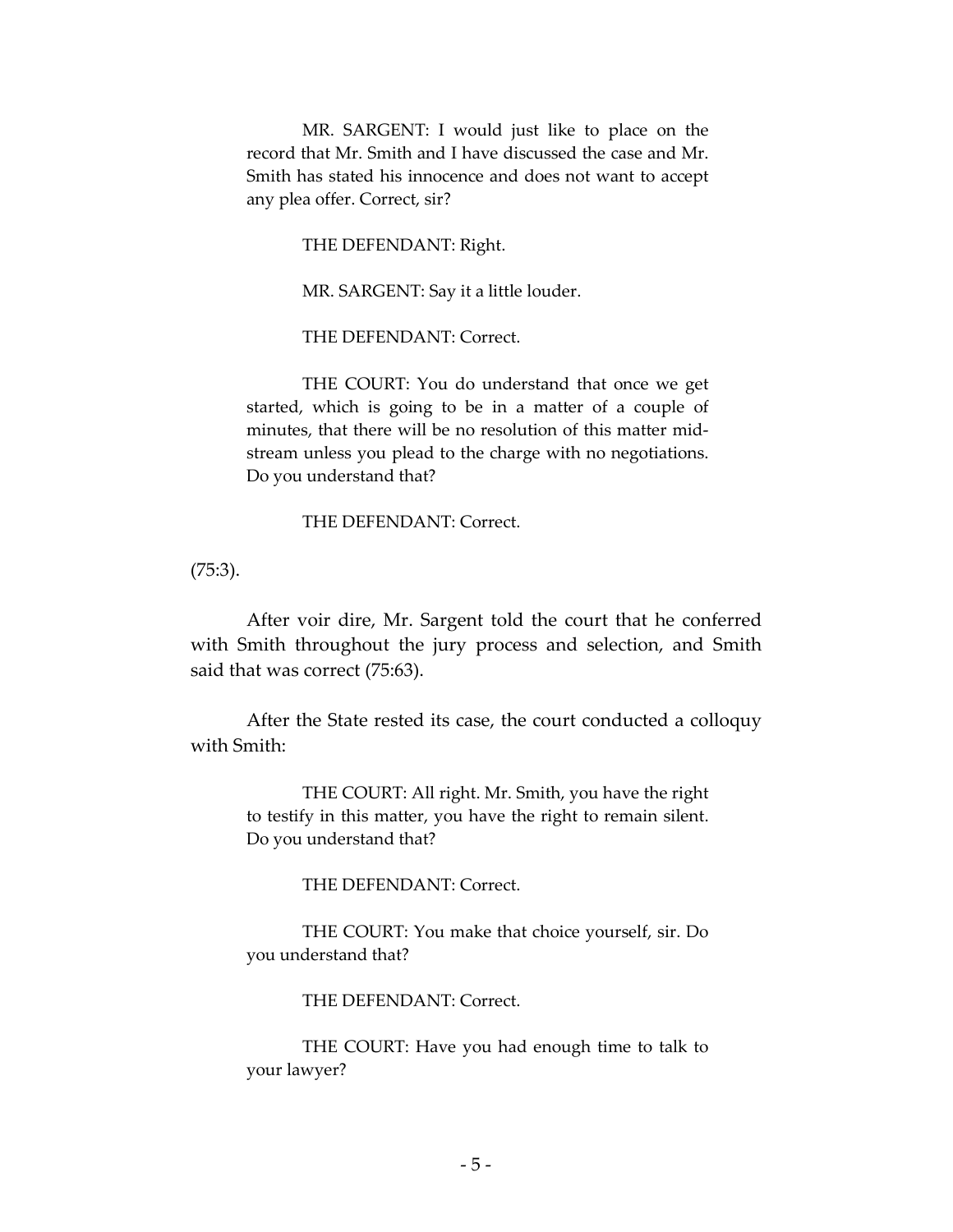> MR. SARGENT: I would just like to place on the record that Mr. Smith and I have discussed the case and Mr. Smith has stated his innocence and does not want to accept any plea offer. Correct, sir?
>
> THE DEFENDANT: Right.
>
> MR. SARGENT: Say it a little louder.
>
> THE DEFENDANT: Correct.
>
> THE COURT: You do understand that once we get started, which is going to be in a matter of a couple of minutes, that there will be no resolution of this matter mid-stream unless you plead to the charge with no negotiations. Do you understand that?
>
> THE DEFENDANT: Correct.

(75:3).

After voir dire, Mr. Sargent told the court that he conferred with Smith throughout the jury process and selection, and Smith said that was correct (75:63).

After the State rested its case, the court conducted a colloquy with Smith:

> THE COURT: All right. Mr. Smith, you have the right to testify in this matter, you have the right to remain silent. Do you understand that?
>
> THE DEFENDANT: Correct.
>
> THE COURT: You make that choice yourself, sir. Do you understand that?
>
> THE DEFENDANT: Correct.
>
> THE COURT: Have you had enough time to talk to your lawyer?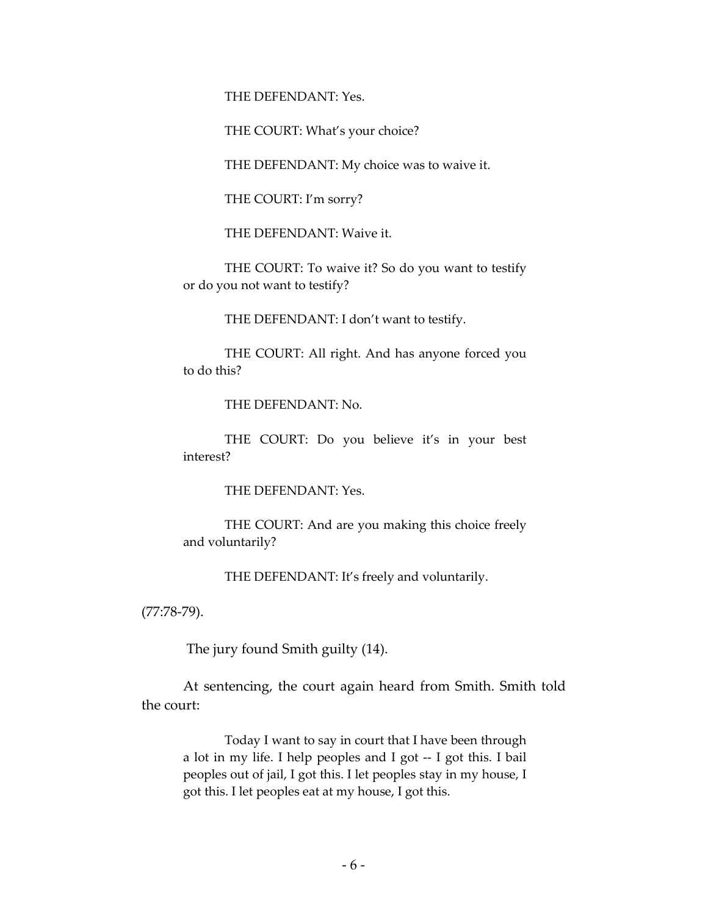THE DEFENDANT: Yes.

THE COURT: What's your choice?

THE DEFENDANT: My choice was to waive it.

THE COURT: I'm sorry?

THE DEFENDANT: Waive it.

THE COURT: To waive it? So do you want to testify or do you not want to testify?

THE DEFENDANT: I don't want to testify.

THE COURT: All right. And has anyone forced you to do this?

THE DEFENDANT: No.

THE COURT: Do you believe it's in your best interest?

THE DEFENDANT: Yes.

THE COURT: And are you making this choice freely and voluntarily?

THE DEFENDANT: It's freely and voluntarily.

(77:78-79).

The jury found Smith guilty (14).

At sentencing, the court again heard from Smith. Smith told the court:

> Today I want to say in court that I have been through a lot in my life. I help peoples and I got -- I got this. I bail peoples out of jail, I got this. I let peoples stay in my house, I got this. I let peoples eat at my house, I got this.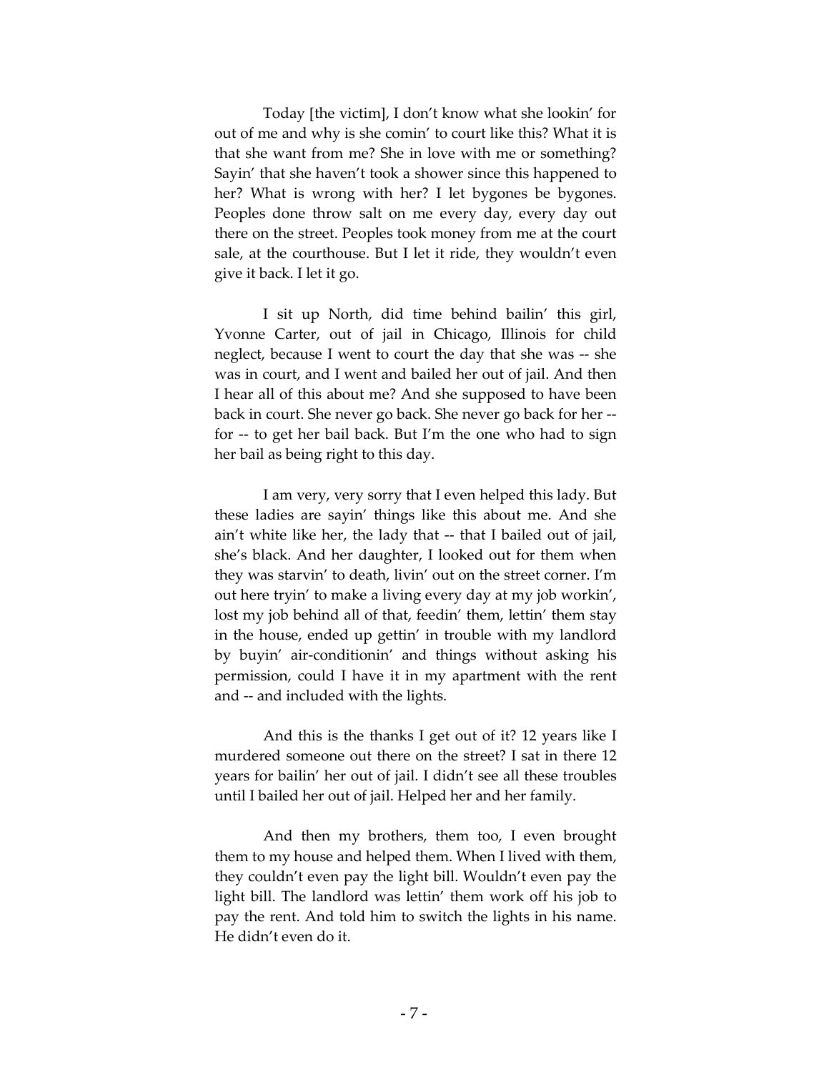Today [the victim], I don't know what she lookin' for out of me and why is she comin' to court like this? What it is that she want from me? She in love with me or something? Sayin' that she haven't took a shower since this happened to her? What is wrong with her? I let bygones be bygones. Peoples done throw salt on me every day, every day out there on the street. Peoples took money from me at the court sale, at the courthouse. But I let it ride, they wouldn't even give it back. I let it go.

I sit up North, did time behind bailin' this girl, Yvonne Carter, out of jail in Chicago, Illinois for child neglect, because I went to court the day that she was -- she was in court, and I went and bailed her out of jail. And then I hear all of this about me? And she supposed to have been back in court. She never go back. She never go back for her -- for -- to get her bail back. But I'm the one who had to sign her bail as being right to this day.

I am very, very sorry that I even helped this lady. But these ladies are sayin' things like this about me. And she ain't white like her, the lady that -- that I bailed out of jail, she's black. And her daughter, I looked out for them when they was starvin' to death, livin' out on the street corner. I'm out here tryin' to make a living every day at my job workin', lost my job behind all of that, feedin' them, lettin' them stay in the house, ended up gettin' in trouble with my landlord by buyin' air-conditionin' and things without asking his permission, could I have it in my apartment with the rent and -- and included with the lights.

And this is the thanks I get out of it? 12 years like I murdered someone out there on the street? I sat in there 12 years for bailin' her out of jail. I didn't see all these troubles until I bailed her out of jail. Helped her and her family.

And then my brothers, them too, I even brought them to my house and helped them. When I lived with them, they couldn't even pay the light bill. Wouldn't even pay the light bill. The landlord was lettin' them work off his job to pay the rent. And told him to switch the lights in his name. He didn't even do it.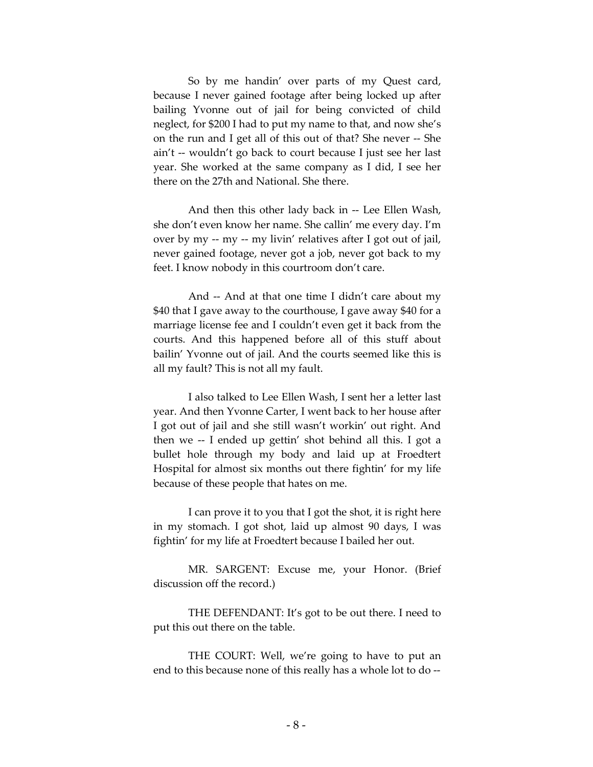So by me handin' over parts of my Quest card, because I never gained footage after being locked up after bailing Yvonne out of jail for being convicted of child neglect, for $200 I had to put my name to that, and now she's on the run and I get all of this out of that? She never -- She ain't -- wouldn't go back to court because I just see her last year. She worked at the same company as I did, I see her there on the 27th and National. She there.

And then this other lady back in -- Lee Ellen Wash, she don't even know her name. She callin' me every day. I'm over by my -- my -- my livin' relatives after I got out of jail, never gained footage, never got a job, never got back to my feet. I know nobody in this courtroom don't care.

And -- And at that one time I didn't care about my $40 that I gave away to the courthouse, I gave away $40 for a marriage license fee and I couldn't even get it back from the courts. And this happened before all of this stuff about bailin' Yvonne out of jail. And the courts seemed like this is all my fault? This is not all my fault.

I also talked to Lee Ellen Wash, I sent her a letter last year. And then Yvonne Carter, I went back to her house after I got out of jail and she still wasn't workin' out right. And then we -- I ended up gettin' shot behind all this. I got a bullet hole through my body and laid up at Froedtert Hospital for almost six months out there fightin' for my life because of these people that hates on me.

I can prove it to you that I got the shot, it is right here in my stomach. I got shot, laid up almost 90 days, I was fightin' for my life at Froedtert because I bailed her out.

MR. SARGENT: Excuse me, your Honor. (Brief discussion off the record.)

THE DEFENDANT: It's got to be out there. I need to put this out there on the table.

THE COURT: Well, we're going to have to put an end to this because none of this really has a whole lot to do --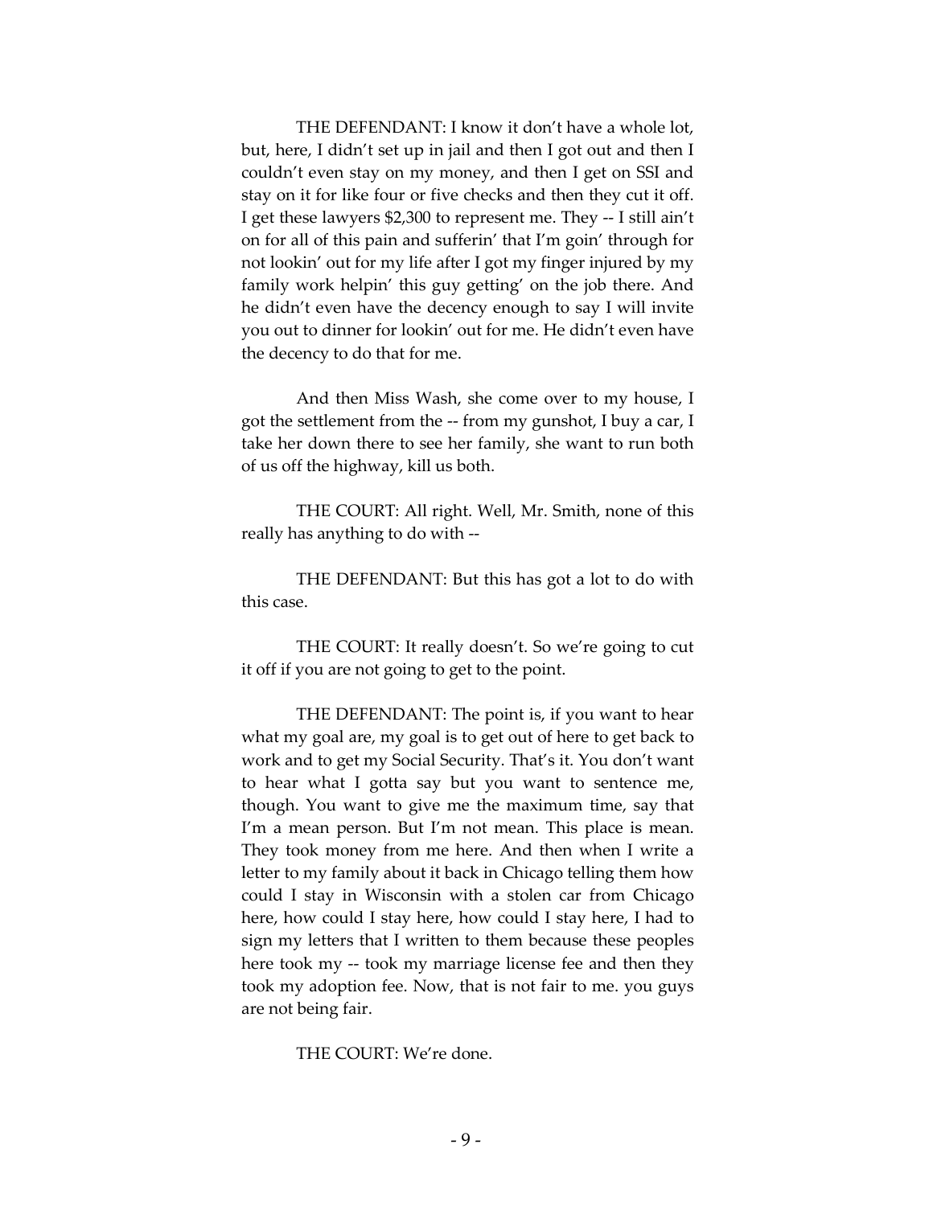THE DEFENDANT: I know it don't have a whole lot, but, here, I didn't set up in jail and then I got out and then I couldn't even stay on my money, and then I get on SSI and stay on it for like four or five checks and then they cut it off. I get these lawyers $2,300 to represent me. They -- I still ain't on for all of this pain and sufferin' that I'm goin' through for not lookin' out for my life after I got my finger injured by my family work helpin' this guy getting' on the job there. And he didn't even have the decency enough to say I will invite you out to dinner for lookin' out for me. He didn't even have the decency to do that for me.

And then Miss Wash, she come over to my house, I got the settlement from the -- from my gunshot, I buy a car, I take her down there to see her family, she want to run both of us off the highway, kill us both.

THE COURT: All right. Well, Mr. Smith, none of this really has anything to do with --

THE DEFENDANT: But this has got a lot to do with this case.

THE COURT: It really doesn't. So we're going to cut it off if you are not going to get to the point.

THE DEFENDANT: The point is, if you want to hear what my goal are, my goal is to get out of here to get back to work and to get my Social Security. That's it. You don't want to hear what I gotta say but you want to sentence me, though. You want to give me the maximum time, say that I'm a mean person. But I'm not mean. This place is mean. They took money from me here. And then when I write a letter to my family about it back in Chicago telling them how could I stay in Wisconsin with a stolen car from Chicago here, how could I stay here, how could I stay here, I had to sign my letters that I written to them because these peoples here took my -- took my marriage license fee and then they took my adoption fee. Now, that is not fair to me. you guys are not being fair.

THE COURT: We're done.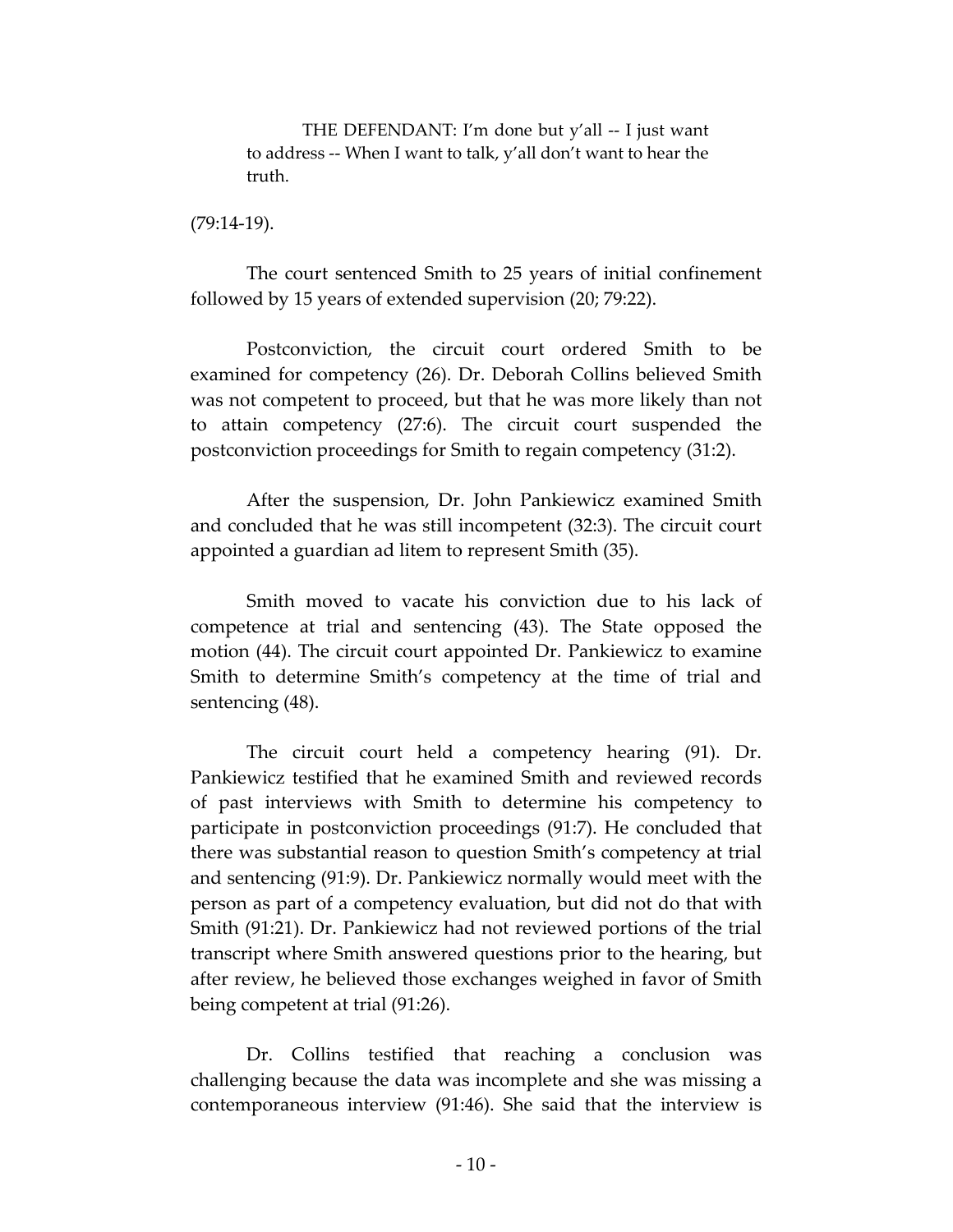> THE DEFENDANT: I'm done but y'all -- I just want to address -- When I want to talk, y'all don't want to hear the truth.

(79:14-19).

The court sentenced Smith to 25 years of initial confinement followed by 15 years of extended supervision (20; 79:22).

Postconviction, the circuit court ordered Smith to be examined for competency (26). Dr. Deborah Collins believed Smith was not competent to proceed, but that he was more likely than not to attain competency (27:6). The circuit court suspended the postconviction proceedings for Smith to regain competency (31:2).

After the suspension, Dr. John Pankiewicz examined Smith and concluded that he was still incompetent (32:3). The circuit court appointed a guardian ad litem to represent Smith (35).

Smith moved to vacate his conviction due to his lack of competence at trial and sentencing (43). The State opposed the motion (44). The circuit court appointed Dr. Pankiewicz to examine Smith to determine Smith's competency at the time of trial and sentencing (48).

The circuit court held a competency hearing (91). Dr. Pankiewicz testified that he examined Smith and reviewed records of past interviews with Smith to determine his competency to participate in postconviction proceedings (91:7). He concluded that there was substantial reason to question Smith's competency at trial and sentencing (91:9). Dr. Pankiewicz normally would meet with the person as part of a competency evaluation, but did not do that with Smith (91:21). Dr. Pankiewicz had not reviewed portions of the trial transcript where Smith answered questions prior to the hearing, but after review, he believed those exchanges weighed in favor of Smith being competent at trial (91:26).

Dr. Collins testified that reaching a conclusion was challenging because the data was incomplete and she was missing a contemporaneous interview (91:46). She said that the interview is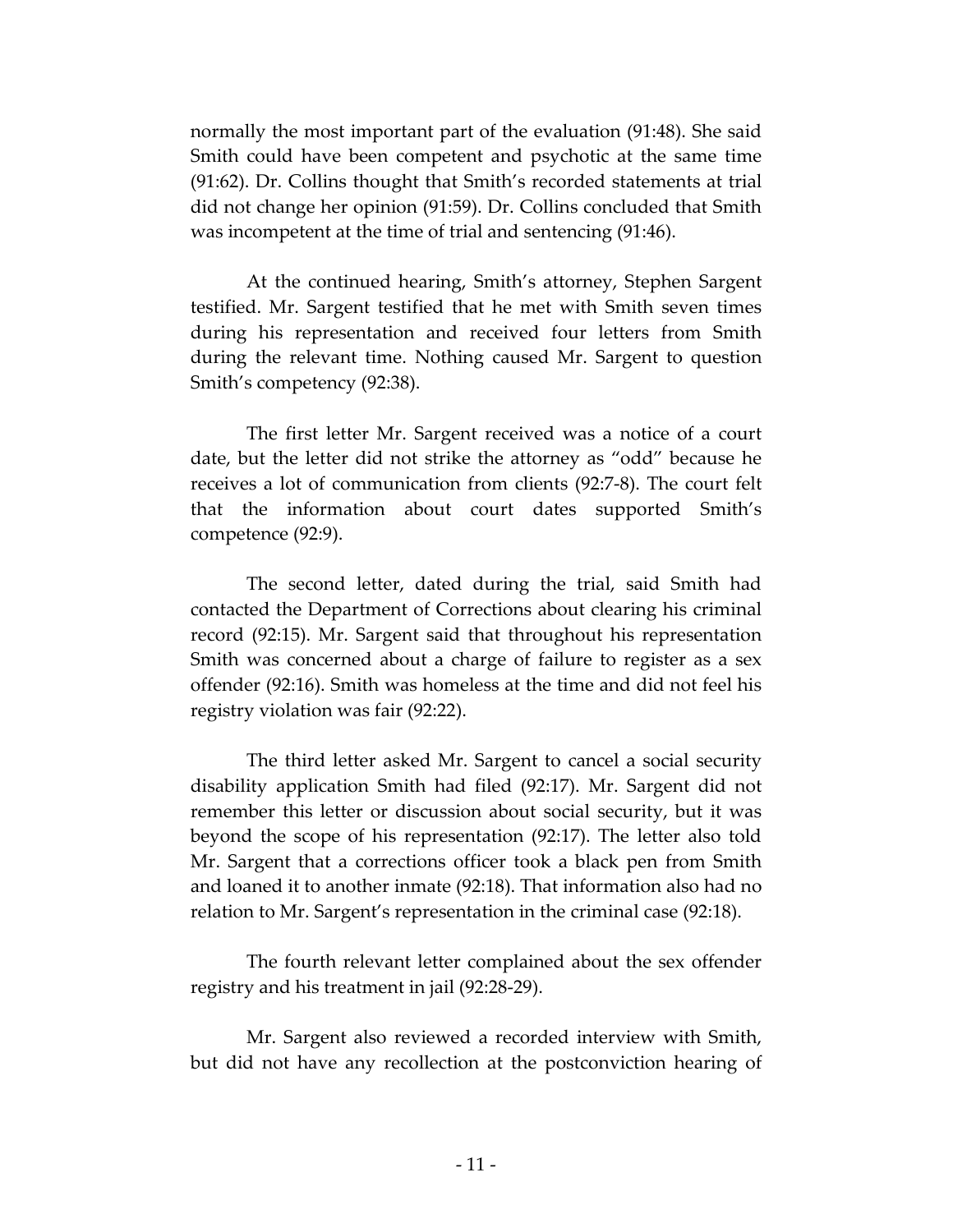normally the most important part of the evaluation (91:48). She said Smith could have been competent and psychotic at the same time (91:62). Dr. Collins thought that Smith's recorded statements at trial did not change her opinion (91:59). Dr. Collins concluded that Smith was incompetent at the time of trial and sentencing (91:46).

At the continued hearing, Smith's attorney, Stephen Sargent testified. Mr. Sargent testified that he met with Smith seven times during his representation and received four letters from Smith during the relevant time. Nothing caused Mr. Sargent to question Smith's competency (92:38).

The first letter Mr. Sargent received was a notice of a court date, but the letter did not strike the attorney as "odd" because he receives a lot of communication from clients (92:7-8). The court felt that the information about court dates supported Smith's competence (92:9).

The second letter, dated during the trial, said Smith had contacted the Department of Corrections about clearing his criminal record (92:15). Mr. Sargent said that throughout his representation Smith was concerned about a charge of failure to register as a sex offender (92:16). Smith was homeless at the time and did not feel his registry violation was fair (92:22).

The third letter asked Mr. Sargent to cancel a social security disability application Smith had filed (92:17). Mr. Sargent did not remember this letter or discussion about social security, but it was beyond the scope of his representation (92:17). The letter also told Mr. Sargent that a corrections officer took a black pen from Smith and loaned it to another inmate (92:18). That information also had no relation to Mr. Sargent's representation in the criminal case (92:18).

The fourth relevant letter complained about the sex offender registry and his treatment in jail (92:28-29).

Mr. Sargent also reviewed a recorded interview with Smith, but did not have any recollection at the postconviction hearing of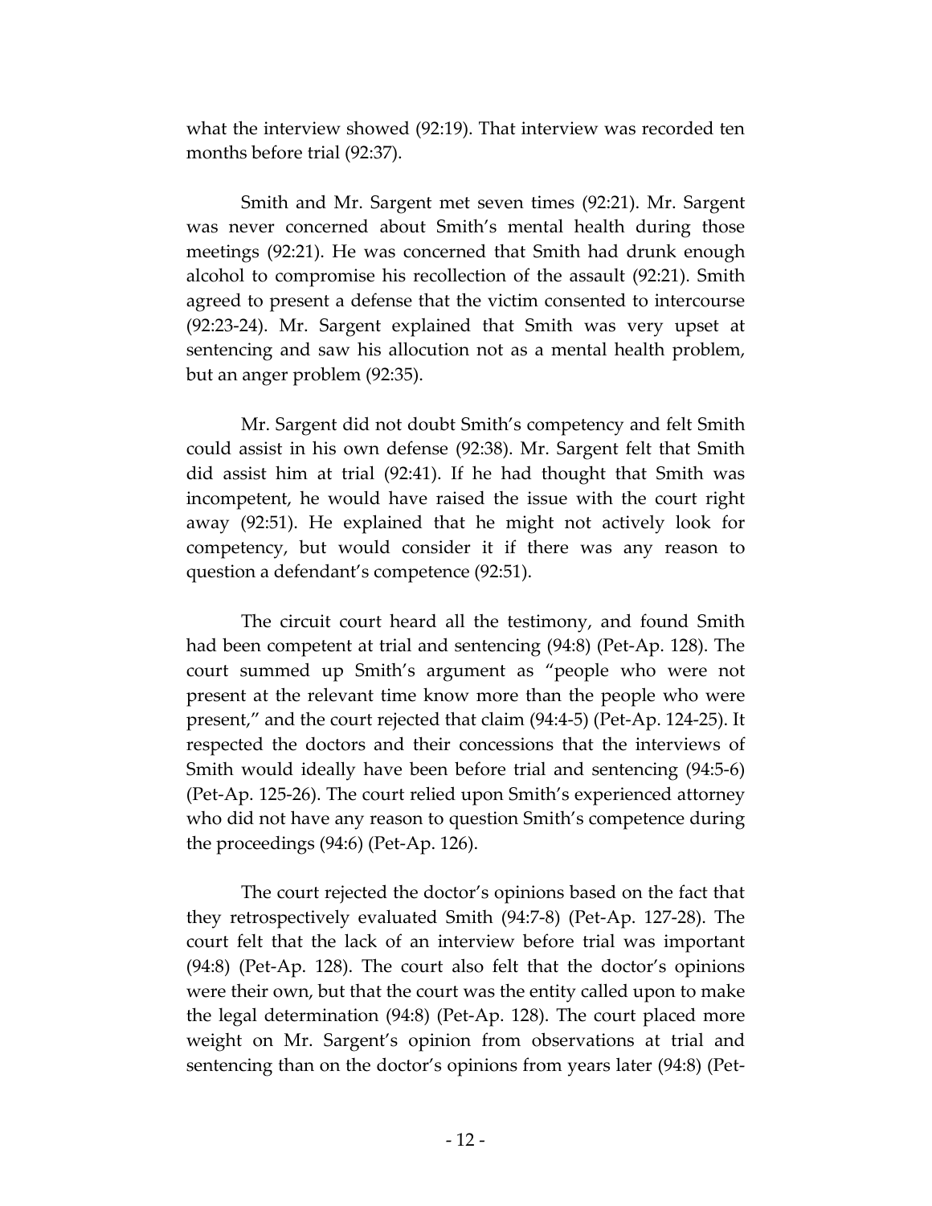what the interview showed (92:19). That interview was recorded ten months before trial (92:37).

Smith and Mr. Sargent met seven times (92:21). Mr. Sargent was never concerned about Smith's mental health during those meetings (92:21). He was concerned that Smith had drunk enough alcohol to compromise his recollection of the assault (92:21). Smith agreed to present a defense that the victim consented to intercourse (92:23-24). Mr. Sargent explained that Smith was very upset at sentencing and saw his allocution not as a mental health problem, but an anger problem (92:35).

Mr. Sargent did not doubt Smith's competency and felt Smith could assist in his own defense (92:38). Mr. Sargent felt that Smith did assist him at trial (92:41). If he had thought that Smith was incompetent, he would have raised the issue with the court right away (92:51). He explained that he might not actively look for competency, but would consider it if there was any reason to question a defendant's competence (92:51).

The circuit court heard all the testimony, and found Smith had been competent at trial and sentencing (94:8) (Pet-Ap. 128). The court summed up Smith's argument as "people who were not present at the relevant time know more than the people who were present," and the court rejected that claim (94:4-5) (Pet-Ap. 124-25). It respected the doctors and their concessions that the interviews of Smith would ideally have been before trial and sentencing (94:5-6) (Pet-Ap. 125-26). The court relied upon Smith's experienced attorney who did not have any reason to question Smith's competence during the proceedings (94:6) (Pet-Ap. 126).

The court rejected the doctor's opinions based on the fact that they retrospectively evaluated Smith (94:7-8) (Pet-Ap. 127-28). The court felt that the lack of an interview before trial was important (94:8) (Pet-Ap. 128). The court also felt that the doctor's opinions were their own, but that the court was the entity called upon to make the legal determination (94:8) (Pet-Ap. 128). The court placed more weight on Mr. Sargent's opinion from observations at trial and sentencing than on the doctor's opinions from years later (94:8) (Pet-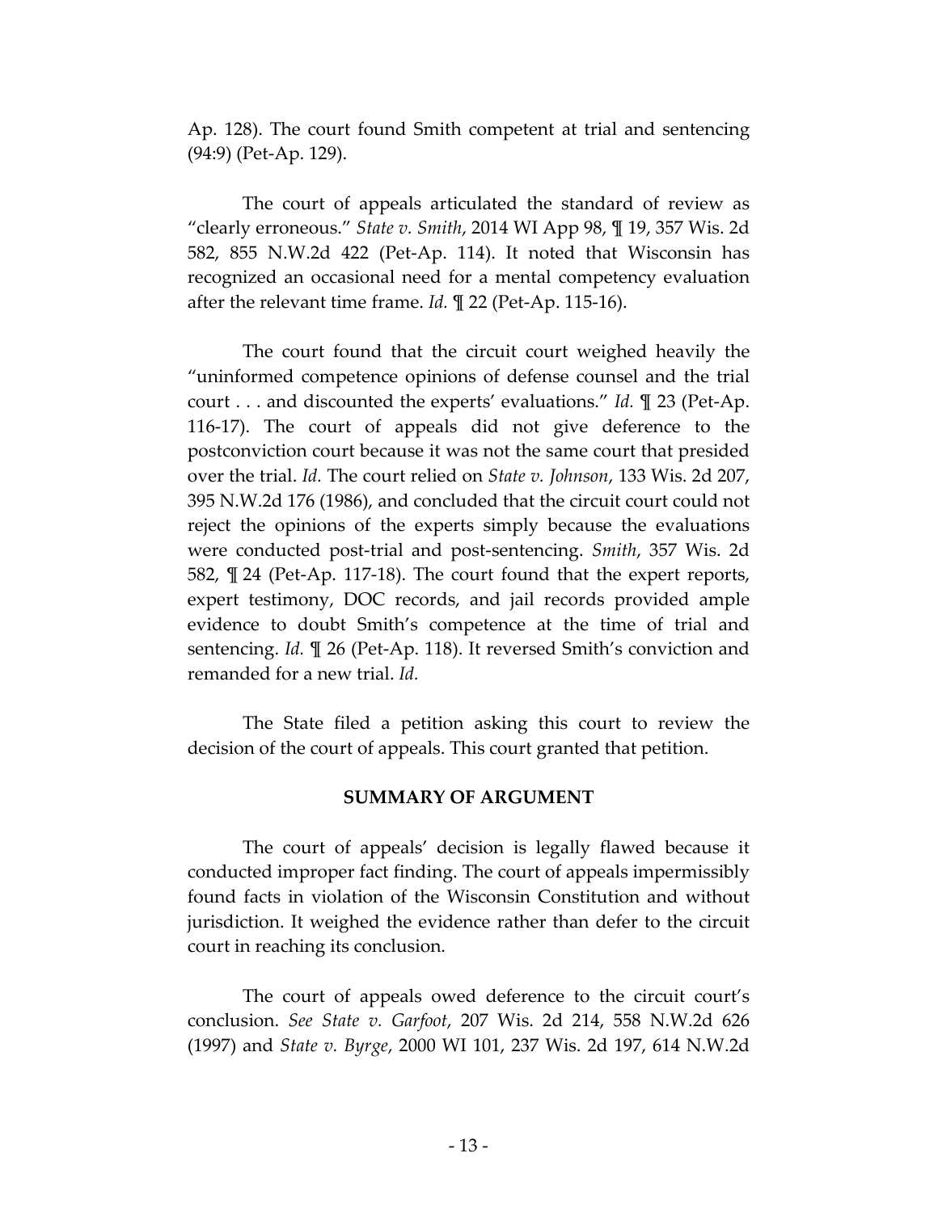Ap. 128). The court found Smith competent at trial and sentencing (94:9) (Pet-Ap. 129).

The court of appeals articulated the standard of review as "clearly erroneous." *State v. Smith*, 2014 WI App 98, ¶ 19, 357 Wis. 2d 582, 855 N.W.2d 422 (Pet-Ap. 114). It noted that Wisconsin has recognized an occasional need for a mental competency evaluation after the relevant time frame. *Id.* ¶ 22 (Pet-Ap. 115-16).

The court found that the circuit court weighed heavily the "uninformed competence opinions of defense counsel and the trial court . . . and discounted the experts' evaluations." *Id.* ¶ 23 (Pet-Ap. 116-17). The court of appeals did not give deference to the postconviction court because it was not the same court that presided over the trial. *Id.* The court relied on *State v. Johnson*, 133 Wis. 2d 207, 395 N.W.2d 176 (1986), and concluded that the circuit court could not reject the opinions of the experts simply because the evaluations were conducted post-trial and post-sentencing. *Smith*, 357 Wis. 2d 582, ¶ 24 (Pet-Ap. 117-18). The court found that the expert reports, expert testimony, DOC records, and jail records provided ample evidence to doubt Smith's competence at the time of trial and sentencing. *Id.* ¶ 26 (Pet-Ap. 118). It reversed Smith's conviction and remanded for a new trial. *Id.*

The State filed a petition asking this court to review the decision of the court of appeals. This court granted that petition.

## SUMMARY OF ARGUMENT

The court of appeals' decision is legally flawed because it conducted improper fact finding. The court of appeals impermissibly found facts in violation of the Wisconsin Constitution and without jurisdiction. It weighed the evidence rather than defer to the circuit court in reaching its conclusion.

The court of appeals owed deference to the circuit court's conclusion. *See State v. Garfoot*, 207 Wis. 2d 214, 558 N.W.2d 626 (1997) and *State v. Byrge*, 2000 WI 101, 237 Wis. 2d 197, 614 N.W.2d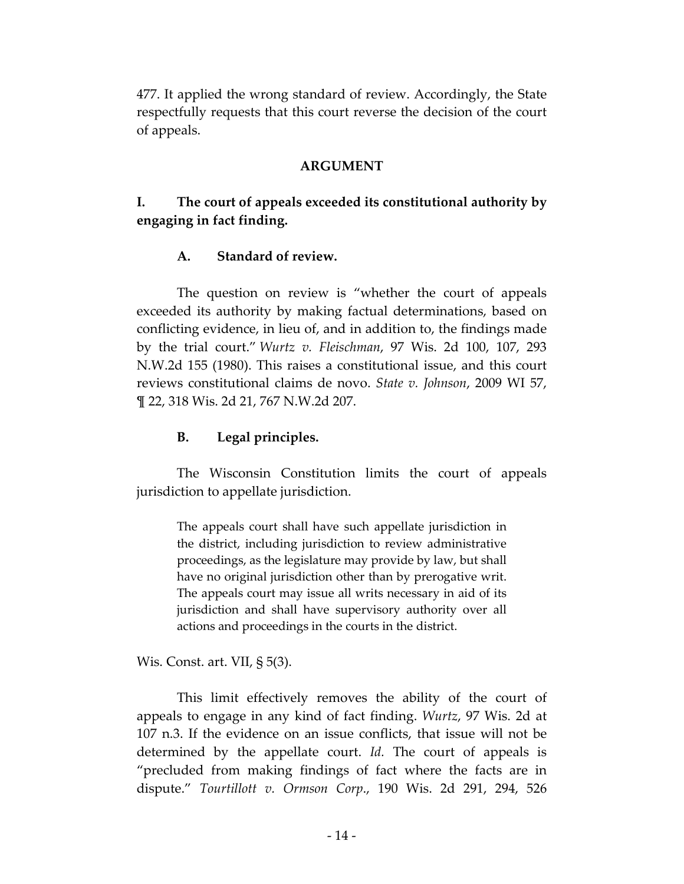477. It applied the wrong standard of review. Accordingly, the State respectfully requests that this court reverse the decision of the court of appeals.

## ARGUMENT

### I. The court of appeals exceeded its constitutional authority by engaging in fact finding.

#### A. Standard of review.

The question on review is "whether the court of appeals exceeded its authority by making factual determinations, based on conflicting evidence, in lieu of, and in addition to, the findings made by the trial court." *Wurtz v. Fleischman*, 97 Wis. 2d 100, 107, 293 N.W.2d 155 (1980). This raises a constitutional issue, and this court reviews constitutional claims de novo. *State v. Johnson*, 2009 WI 57, ¶ 22, 318 Wis. 2d 21, 767 N.W.2d 207.

#### B. Legal principles.

The Wisconsin Constitution limits the court of appeals jurisdiction to appellate jurisdiction.

> The appeals court shall have such appellate jurisdiction in the district, including jurisdiction to review administrative proceedings, as the legislature may provide by law, but shall have no original jurisdiction other than by prerogative writ. The appeals court may issue all writs necessary in aid of its jurisdiction and shall have supervisory authority over all actions and proceedings in the courts in the district.

Wis. Const. art. VII, § 5(3).

This limit effectively removes the ability of the court of appeals to engage in any kind of fact finding. *Wurtz*, 97 Wis. 2d at 107 n.3. If the evidence on an issue conflicts, that issue will not be determined by the appellate court. *Id.* The court of appeals is "precluded from making findings of fact where the facts are in dispute." *Tourtillott v. Ormson Corp.*, 190 Wis. 2d 291, 294, 526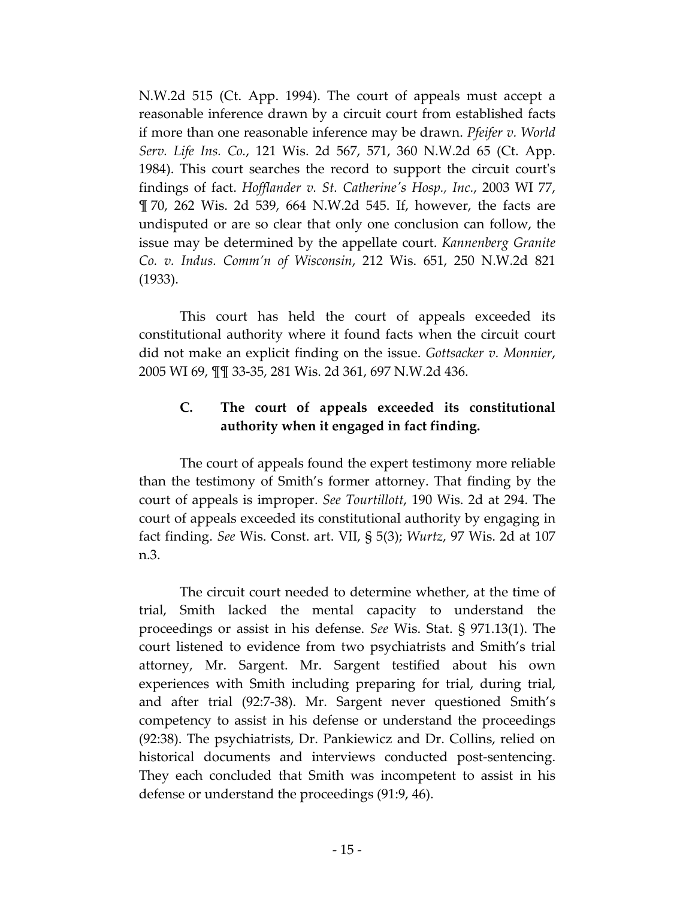N.W.2d 515 (Ct. App. 1994). The court of appeals must accept a reasonable inference drawn by a circuit court from established facts if more than one reasonable inference may be drawn. *Pfeifer v. World Serv. Life Ins. Co.*, 121 Wis. 2d 567, 571, 360 N.W.2d 65 (Ct. App. 1984). This court searches the record to support the circuit court's findings of fact. *Hofflander v. St. Catherine's Hosp., Inc.*, 2003 WI 77, ¶ 70, 262 Wis. 2d 539, 664 N.W.2d 545. If, however, the facts are undisputed or are so clear that only one conclusion can follow, the issue may be determined by the appellate court. *Kannenberg Granite Co. v. Indus. Comm'n of Wisconsin*, 212 Wis. 651, 250 N.W.2d 821 (1933).

This court has held the court of appeals exceeded its constitutional authority where it found facts when the circuit court did not make an explicit finding on the issue. *Gottsacker v. Monnier*, 2005 WI 69, ¶¶ 33-35, 281 Wis. 2d 361, 697 N.W.2d 436.

### C. The court of appeals exceeded its constitutional authority when it engaged in fact finding.

The court of appeals found the expert testimony more reliable than the testimony of Smith's former attorney. That finding by the court of appeals is improper. *See Tourtillott*, 190 Wis. 2d at 294. The court of appeals exceeded its constitutional authority by engaging in fact finding. *See* Wis. Const. art. VII, § 5(3); *Wurtz*, 97 Wis. 2d at 107 n.3.

The circuit court needed to determine whether, at the time of trial, Smith lacked the mental capacity to understand the proceedings or assist in his defense. *See* Wis. Stat. § 971.13(1). The court listened to evidence from two psychiatrists and Smith's trial attorney, Mr. Sargent. Mr. Sargent testified about his own experiences with Smith including preparing for trial, during trial, and after trial (92:7-38). Mr. Sargent never questioned Smith's competency to assist in his defense or understand the proceedings (92:38). The psychiatrists, Dr. Pankiewicz and Dr. Collins, relied on historical documents and interviews conducted post-sentencing. They each concluded that Smith was incompetent to assist in his defense or understand the proceedings (91:9, 46).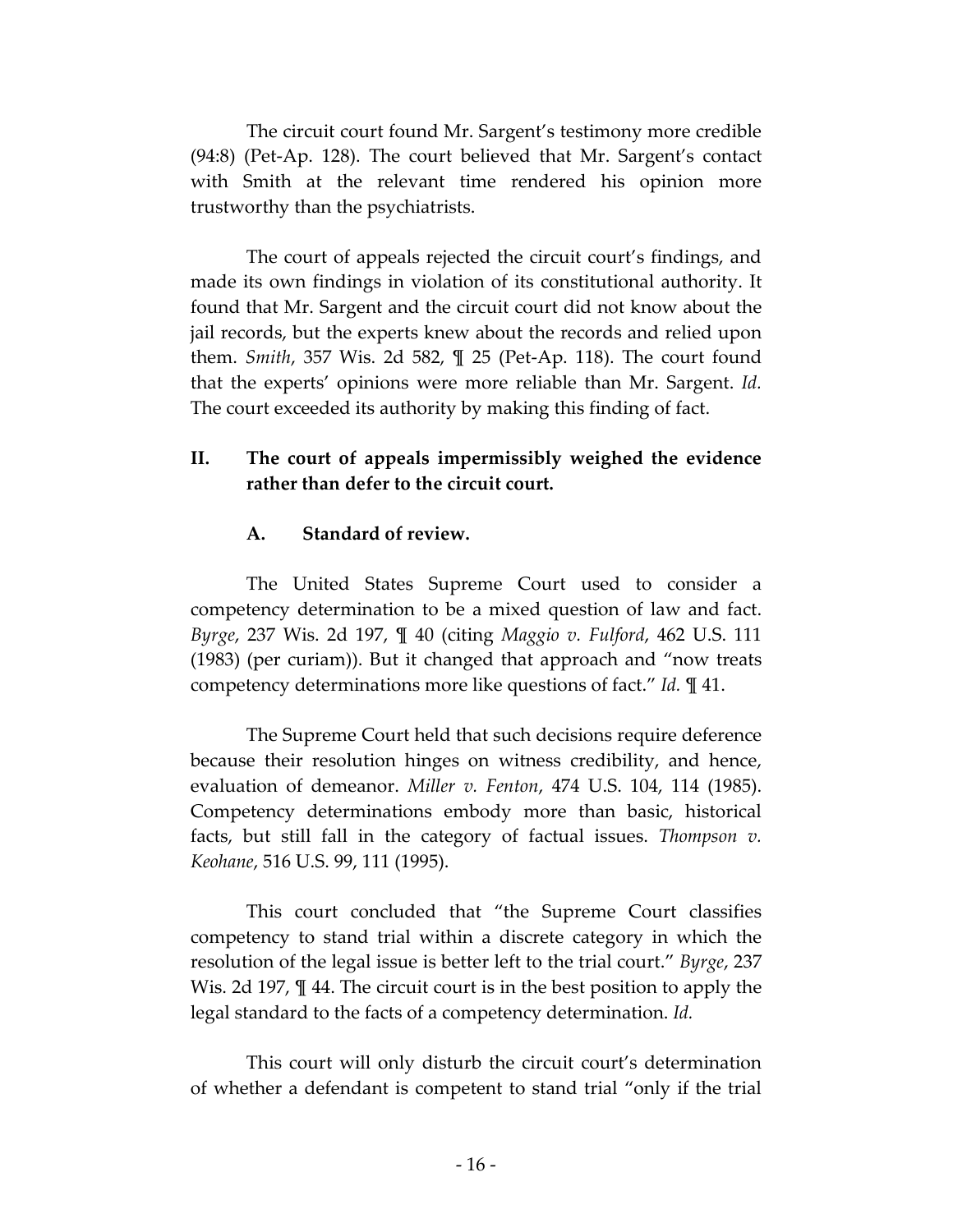The circuit court found Mr. Sargent's testimony more credible (94:8) (Pet-Ap. 128). The court believed that Mr. Sargent's contact with Smith at the relevant time rendered his opinion more trustworthy than the psychiatrists.

The court of appeals rejected the circuit court's findings, and made its own findings in violation of its constitutional authority. It found that Mr. Sargent and the circuit court did not know about the jail records, but the experts knew about the records and relied upon them. *Smith*, 357 Wis. 2d 582, ¶ 25 (Pet-Ap. 118). The court found that the experts' opinions were more reliable than Mr. Sargent. *Id.* The court exceeded its authority by making this finding of fact.

## II. The court of appeals impermissibly weighed the evidence rather than defer to the circuit court.

### A. Standard of review.

The United States Supreme Court used to consider a competency determination to be a mixed question of law and fact. *Byrge*, 237 Wis. 2d 197, ¶ 40 (citing *Maggio v. Fulford*, 462 U.S. 111 (1983) (per curiam)). But it changed that approach and "now treats competency determinations more like questions of fact." *Id.* ¶ 41.

The Supreme Court held that such decisions require deference because their resolution hinges on witness credibility, and hence, evaluation of demeanor. *Miller v. Fenton*, 474 U.S. 104, 114 (1985). Competency determinations embody more than basic, historical facts, but still fall in the category of factual issues. *Thompson v. Keohane*, 516 U.S. 99, 111 (1995).

This court concluded that "the Supreme Court classifies competency to stand trial within a discrete category in which the resolution of the legal issue is better left to the trial court." *Byrge*, 237 Wis. 2d 197, ¶ 44. The circuit court is in the best position to apply the legal standard to the facts of a competency determination. *Id.*

This court will only disturb the circuit court's determination of whether a defendant is competent to stand trial "only if the trial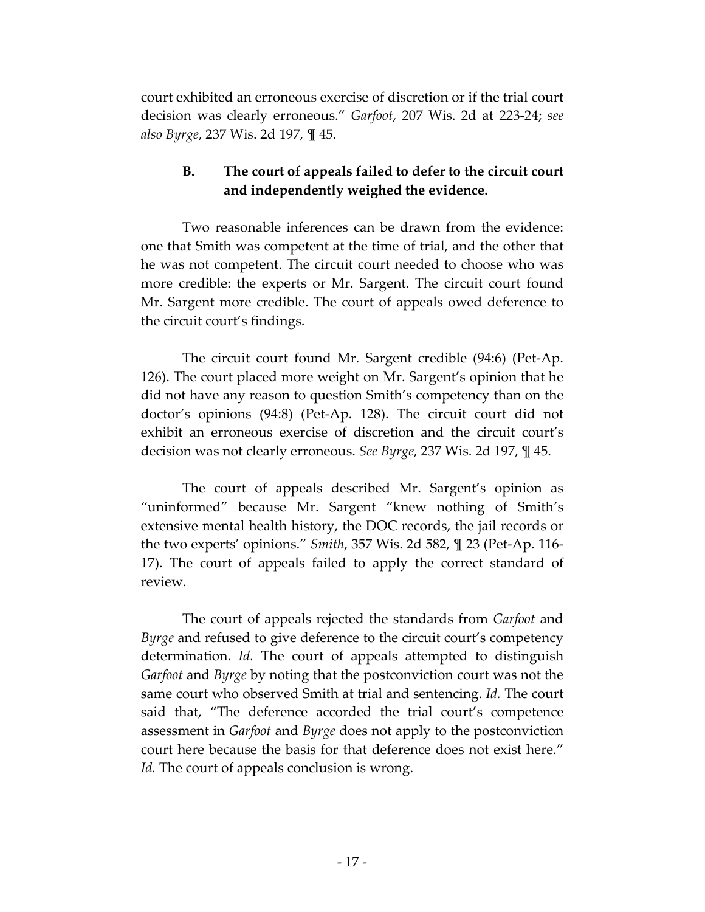court exhibited an erroneous exercise of discretion or if the trial court decision was clearly erroneous." *Garfoot*, 207 Wis. 2d at 223-24; *see also Byrge*, 237 Wis. 2d 197, ¶ 45.

### B. The court of appeals failed to defer to the circuit court and independently weighed the evidence.

Two reasonable inferences can be drawn from the evidence: one that Smith was competent at the time of trial, and the other that he was not competent. The circuit court needed to choose who was more credible: the experts or Mr. Sargent. The circuit court found Mr. Sargent more credible. The court of appeals owed deference to the circuit court's findings.

The circuit court found Mr. Sargent credible (94:6) (Pet-Ap. 126). The court placed more weight on Mr. Sargent's opinion that he did not have any reason to question Smith's competency than on the doctor's opinions (94:8) (Pet-Ap. 128). The circuit court did not exhibit an erroneous exercise of discretion and the circuit court's decision was not clearly erroneous. *See Byrge*, 237 Wis. 2d 197, ¶ 45.

The court of appeals described Mr. Sargent's opinion as "uninformed" because Mr. Sargent "knew nothing of Smith's extensive mental health history, the DOC records, the jail records or the two experts' opinions." *Smith*, 357 Wis. 2d 582, ¶ 23 (Pet-Ap. 116-17). The court of appeals failed to apply the correct standard of review.

The court of appeals rejected the standards from *Garfoot* and *Byrge* and refused to give deference to the circuit court's competency determination. *Id.* The court of appeals attempted to distinguish *Garfoot* and *Byrge* by noting that the postconviction court was not the same court who observed Smith at trial and sentencing. *Id.* The court said that, "The deference accorded the trial court's competence assessment in *Garfoot* and *Byrge* does not apply to the postconviction court here because the basis for that deference does not exist here." *Id.* The court of appeals conclusion is wrong.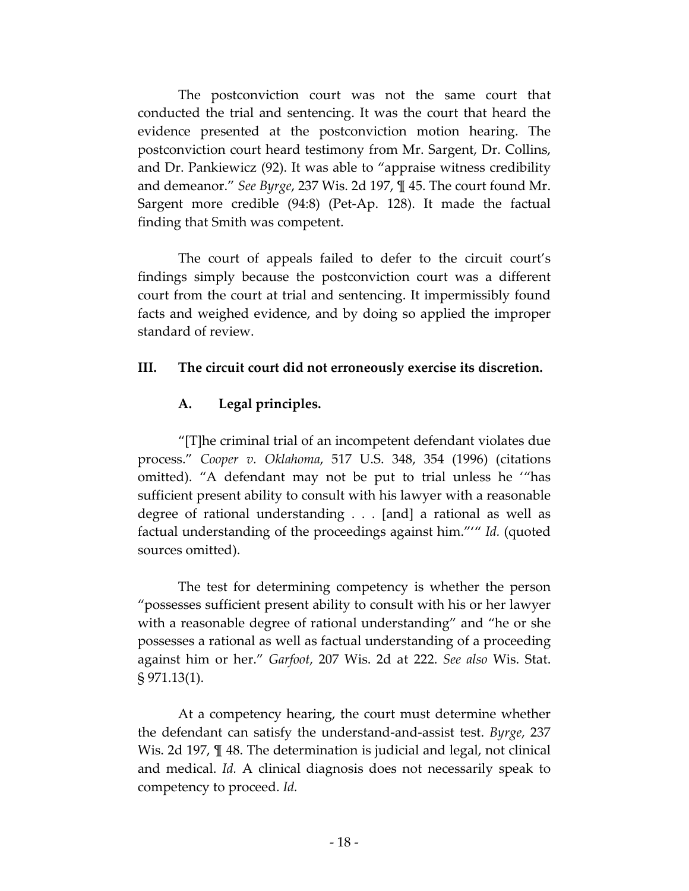The postconviction court was not the same court that conducted the trial and sentencing. It was the court that heard the evidence presented at the postconviction motion hearing. The postconviction court heard testimony from Mr. Sargent, Dr. Collins, and Dr. Pankiewicz (92). It was able to "appraise witness credibility and demeanor." *See Byrge*, 237 Wis. 2d 197, ¶ 45. The court found Mr. Sargent more credible (94:8) (Pet-Ap. 128). It made the factual finding that Smith was competent.

The court of appeals failed to defer to the circuit court's findings simply because the postconviction court was a different court from the court at trial and sentencing. It impermissibly found facts and weighed evidence, and by doing so applied the improper standard of review.

## III. The circuit court did not erroneously exercise its discretion.

### A. Legal principles.

"[T]he criminal trial of an incompetent defendant violates due process." *Cooper v. Oklahoma*, 517 U.S. 348, 354 (1996) (citations omitted). "A defendant may not be put to trial unless he '"has sufficient present ability to consult with his lawyer with a reasonable degree of rational understanding . . . [and] a rational as well as factual understanding of the proceedings against him."'" *Id.* (quoted sources omitted).

The test for determining competency is whether the person "possesses sufficient present ability to consult with his or her lawyer with a reasonable degree of rational understanding" and "he or she possesses a rational as well as factual understanding of a proceeding against him or her." *Garfoot*, 207 Wis. 2d at 222. *See also* Wis. Stat. § 971.13(1).

At a competency hearing, the court must determine whether the defendant can satisfy the understand-and-assist test. *Byrge*, 237 Wis. 2d 197, ¶ 48. The determination is judicial and legal, not clinical and medical. *Id.* A clinical diagnosis does not necessarily speak to competency to proceed. *Id.*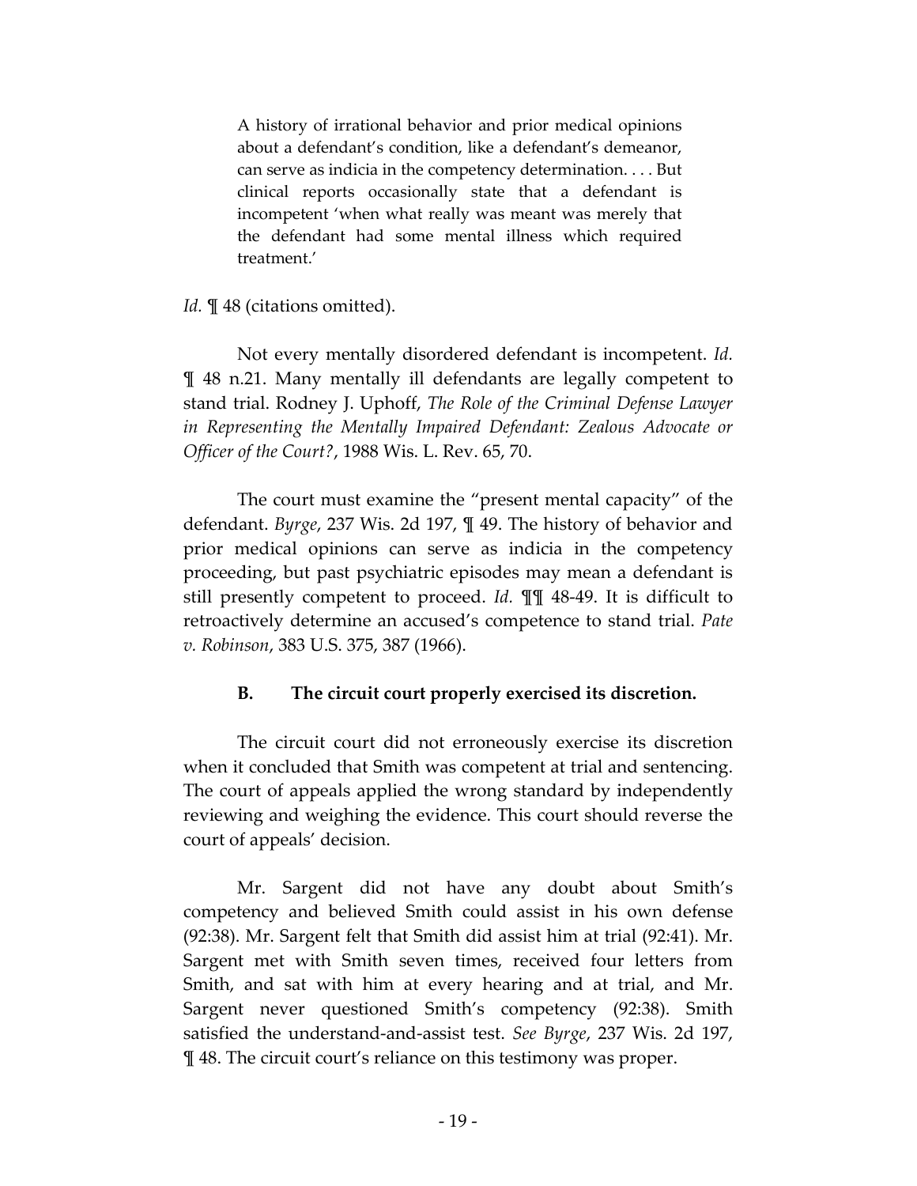> A history of irrational behavior and prior medical opinions about a defendant's condition, like a defendant's demeanor, can serve as indicia in the competency determination. . . . But clinical reports occasionally state that a defendant is incompetent 'when what really was meant was merely that the defendant had some mental illness which required treatment.'

*Id.* ¶ 48 (citations omitted).

Not every mentally disordered defendant is incompetent. *Id.* ¶ 48 n.21. Many mentally ill defendants are legally competent to stand trial. Rodney J. Uphoff, *The Role of the Criminal Defense Lawyer in Representing the Mentally Impaired Defendant: Zealous Advocate or Officer of the Court?*, 1988 Wis. L. Rev. 65, 70.

The court must examine the "present mental capacity" of the defendant. *Byrge*, 237 Wis. 2d 197, ¶ 49. The history of behavior and prior medical opinions can serve as indicia in the competency proceeding, but past psychiatric episodes may mean a defendant is still presently competent to proceed. *Id.* ¶¶ 48-49. It is difficult to retroactively determine an accused's competence to stand trial. *Pate v. Robinson*, 383 U.S. 375, 387 (1966).

### B. The circuit court properly exercised its discretion.

The circuit court did not erroneously exercise its discretion when it concluded that Smith was competent at trial and sentencing. The court of appeals applied the wrong standard by independently reviewing and weighing the evidence. This court should reverse the court of appeals' decision.

Mr. Sargent did not have any doubt about Smith's competency and believed Smith could assist in his own defense (92:38). Mr. Sargent felt that Smith did assist him at trial (92:41). Mr. Sargent met with Smith seven times, received four letters from Smith, and sat with him at every hearing and at trial, and Mr. Sargent never questioned Smith's competency (92:38). Smith satisfied the understand-and-assist test. *See Byrge*, 237 Wis. 2d 197, ¶ 48. The circuit court's reliance on this testimony was proper.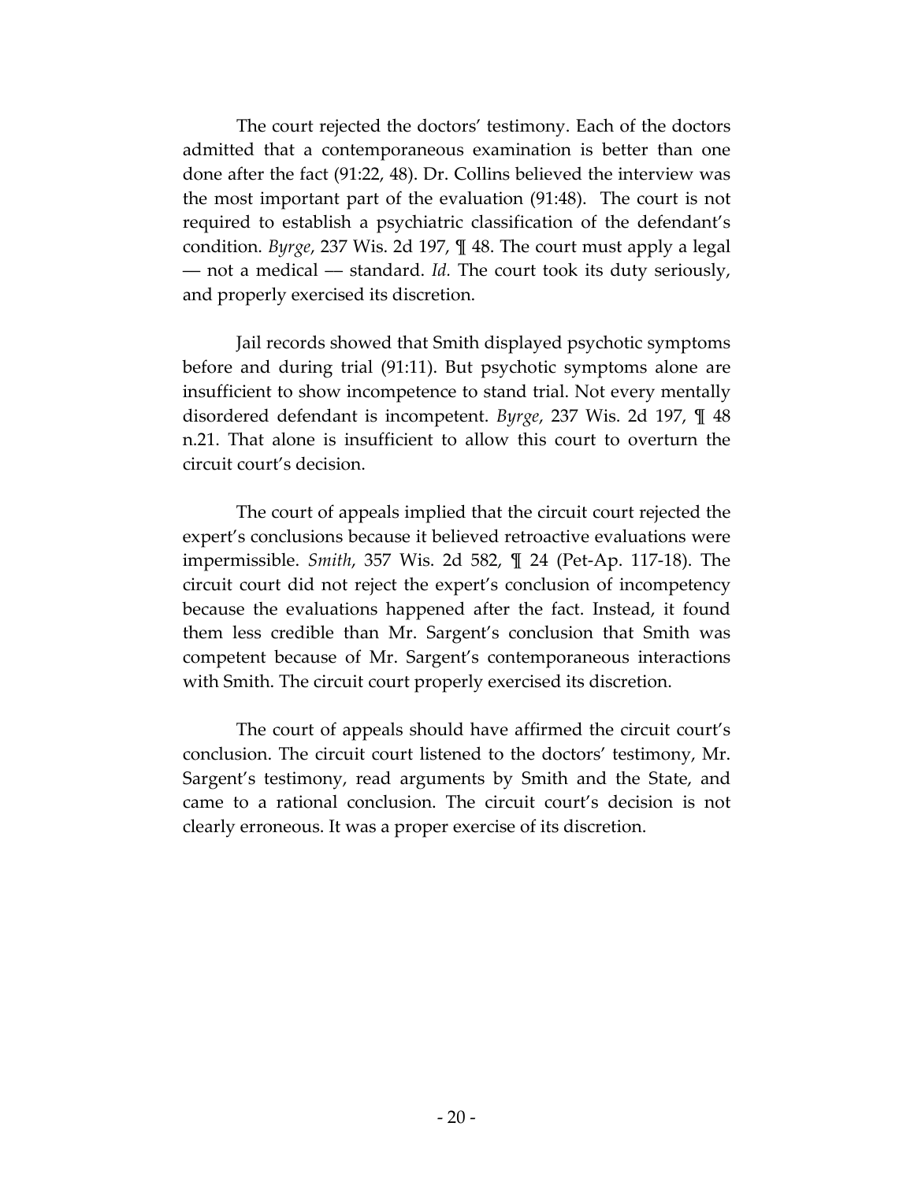The court rejected the doctors' testimony. Each of the doctors admitted that a contemporaneous examination is better than one done after the fact (91:22, 48). Dr. Collins believed the interview was the most important part of the evaluation (91:48). The court is not required to establish a psychiatric classification of the defendant's condition. *Byrge*, 237 Wis. 2d 197, ¶ 48. The court must apply a legal — not a medical — standard. *Id.* The court took its duty seriously, and properly exercised its discretion.

Jail records showed that Smith displayed psychotic symptoms before and during trial (91:11). But psychotic symptoms alone are insufficient to show incompetence to stand trial. Not every mentally disordered defendant is incompetent. *Byrge*, 237 Wis. 2d 197, ¶ 48 n.21. That alone is insufficient to allow this court to overturn the circuit court's decision.

The court of appeals implied that the circuit court rejected the expert's conclusions because it believed retroactive evaluations were impermissible. *Smith*, 357 Wis. 2d 582, ¶ 24 (Pet-Ap. 117-18). The circuit court did not reject the expert's conclusion of incompetency because the evaluations happened after the fact. Instead, it found them less credible than Mr. Sargent's conclusion that Smith was competent because of Mr. Sargent's contemporaneous interactions with Smith. The circuit court properly exercised its discretion.

The court of appeals should have affirmed the circuit court's conclusion. The circuit court listened to the doctors' testimony, Mr. Sargent's testimony, read arguments by Smith and the State, and came to a rational conclusion. The circuit court's decision is not clearly erroneous. It was a proper exercise of its discretion.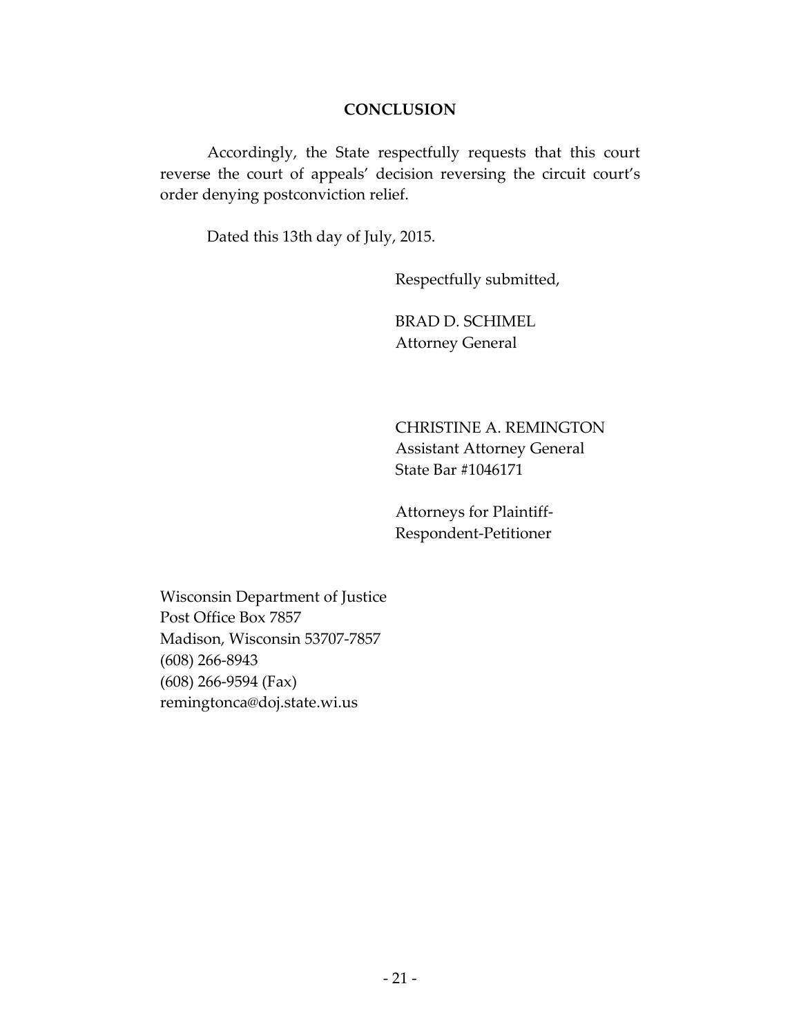## CONCLUSION

Accordingly, the State respectfully requests that this court reverse the court of appeals' decision reversing the circuit court's order denying postconviction relief.

Dated this 13th day of July, 2015.

Respectfully submitted,

BRAD D. SCHIMEL
Attorney General

CHRISTINE A. REMINGTON
Assistant Attorney General
State Bar #1046171

Attorneys for Plaintiff-Respondent-Petitioner

Wisconsin Department of Justice
Post Office Box 7857
Madison, Wisconsin 53707-7857
(608) 266-8943
(608) 266-9594 (Fax)
remingtonca@doj.state.wi.us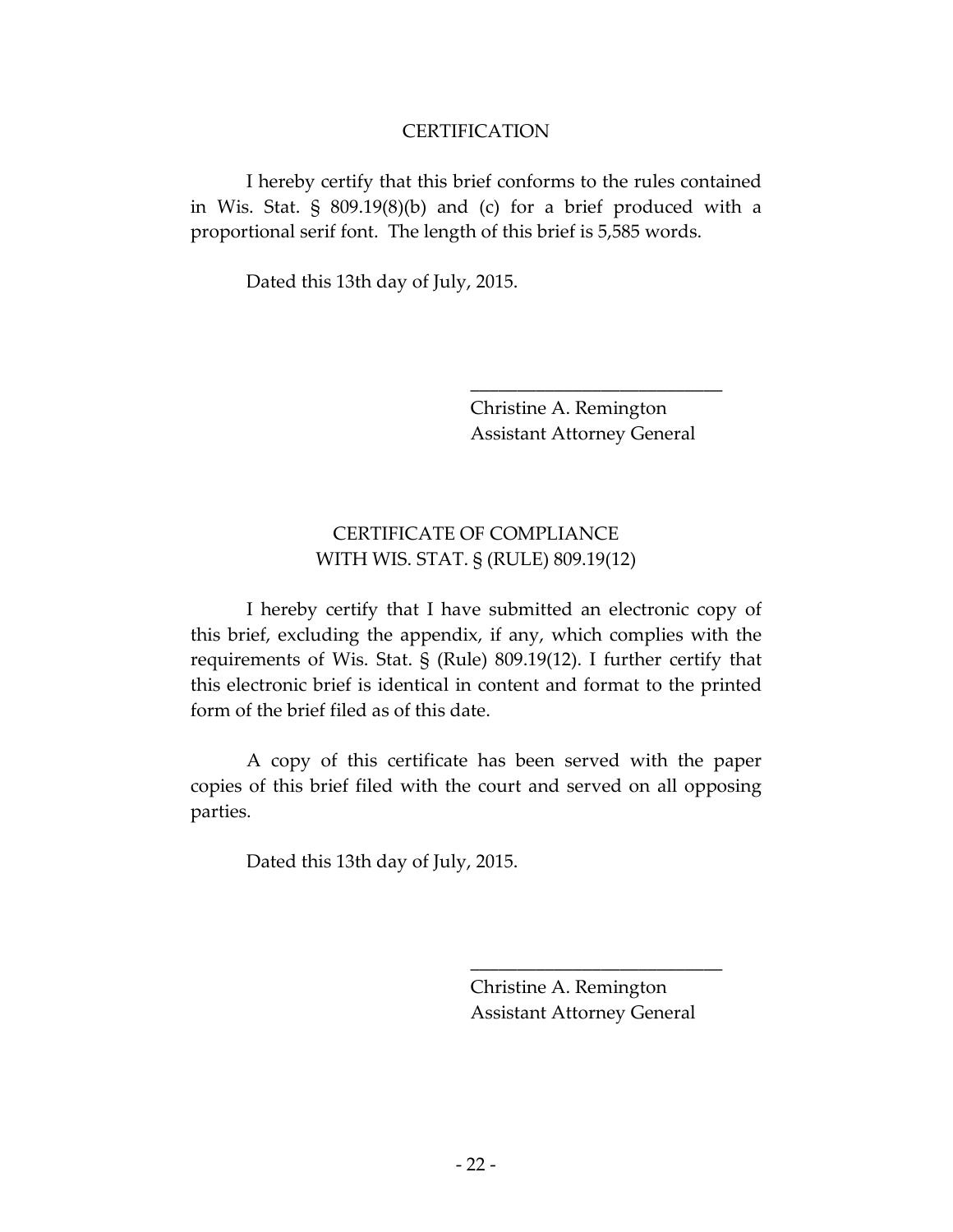## CERTIFICATION

I hereby certify that this brief conforms to the rules contained in Wis. Stat. § 809.19(8)(b) and (c) for a brief produced with a proportional serif font. The length of this brief is 5,585 words.

Dated this 13th day of July, 2015.

\_\_\_\_\_\_\_\_\_\_\_\_\_\_\_\_\_\_\_\_\_\_\_\_\_\_\_\_

Christine A. Remington
Assistant Attorney General

## CERTIFICATE OF COMPLIANCE WITH WIS. STAT. § (RULE) 809.19(12)

I hereby certify that I have submitted an electronic copy of this brief, excluding the appendix, if any, which complies with the requirements of Wis. Stat. § (Rule) 809.19(12). I further certify that this electronic brief is identical in content and format to the printed form of the brief filed as of this date.

A copy of this certificate has been served with the paper copies of this brief filed with the court and served on all opposing parties.

Dated this 13th day of July, 2015.

\_\_\_\_\_\_\_\_\_\_\_\_\_\_\_\_\_\_\_\_\_\_\_\_\_\_\_\_

Christine A. Remington
Assistant Attorney General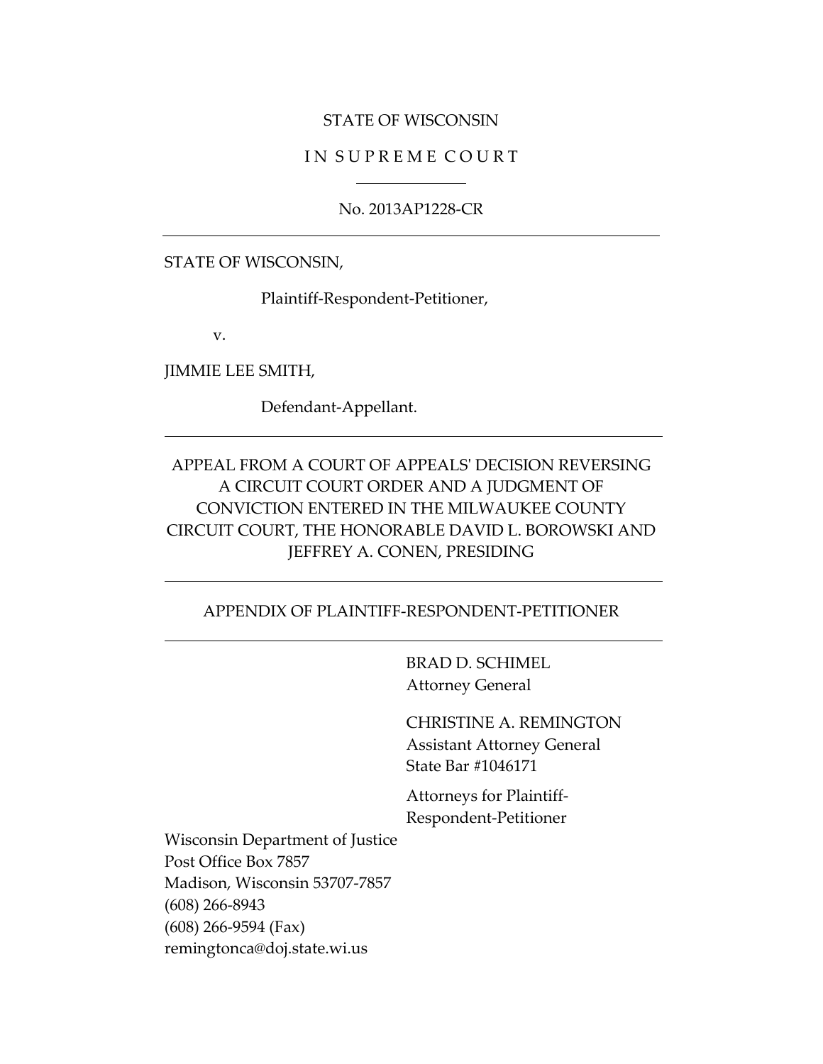STATE OF WISCONSIN

IN SUPREME COURT

No. 2013AP1228-CR

---

STATE OF WISCONSIN,

Plaintiff-Respondent-Petitioner,

v.

JIMMIE LEE SMITH,

Defendant-Appellant.

---

APPEAL FROM A COURT OF APPEALS' DECISION REVERSING A CIRCUIT COURT ORDER AND A JUDGMENT OF CONVICTION ENTERED IN THE MILWAUKEE COUNTY CIRCUIT COURT, THE HONORABLE DAVID L. BOROWSKI AND JEFFREY A. CONEN, PRESIDING

---

APPENDIX OF PLAINTIFF-RESPONDENT-PETITIONER

---

BRAD D. SCHIMEL
Attorney General

CHRISTINE A. REMINGTON
Assistant Attorney General
State Bar #1046171

Attorneys for Plaintiff-Respondent-Petitioner

Wisconsin Department of Justice
Post Office Box 7857
Madison, Wisconsin 53707-7857
(608) 266-8943
(608) 266-9594 (Fax)
remingtonca@doj.state.wi.us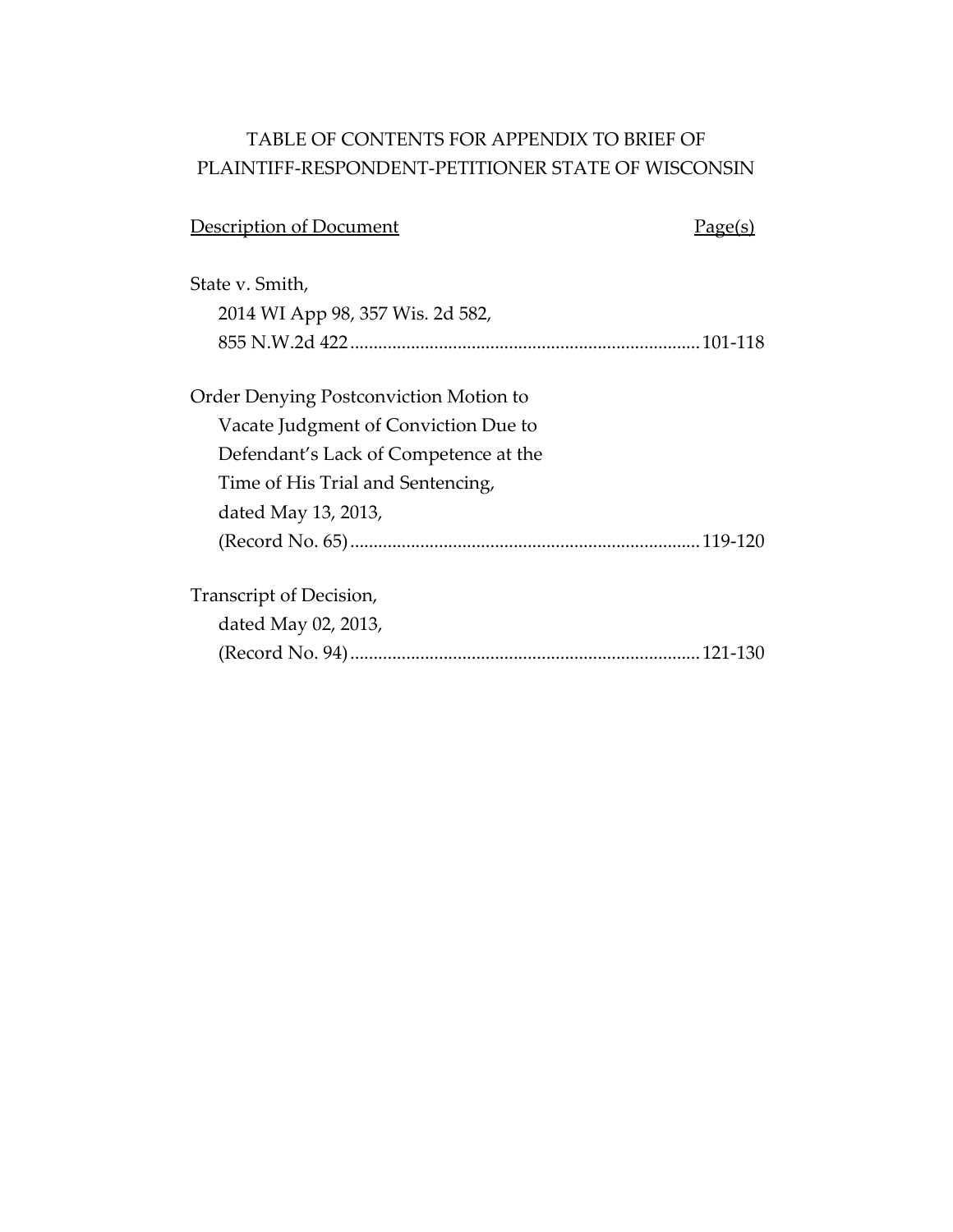# TABLE OF CONTENTS FOR APPENDIX TO BRIEF OF PLAINTIFF-RESPONDENT-PETITIONER STATE OF WISCONSIN

| Description of Document | Page(s) |
|---|---|
| State v. Smith, 2014 WI App 98, 357 Wis. 2d 582, 855 N.W.2d 422 | 101-118 |
| Order Denying Postconviction Motion to Vacate Judgment of Conviction Due to Defendant's Lack of Competence at the Time of His Trial and Sentencing, dated May 13, 2013, (Record No. 65) | 119-120 |
| Transcript of Decision, dated May 02, 2013, (Record No. 94) | 121-130 |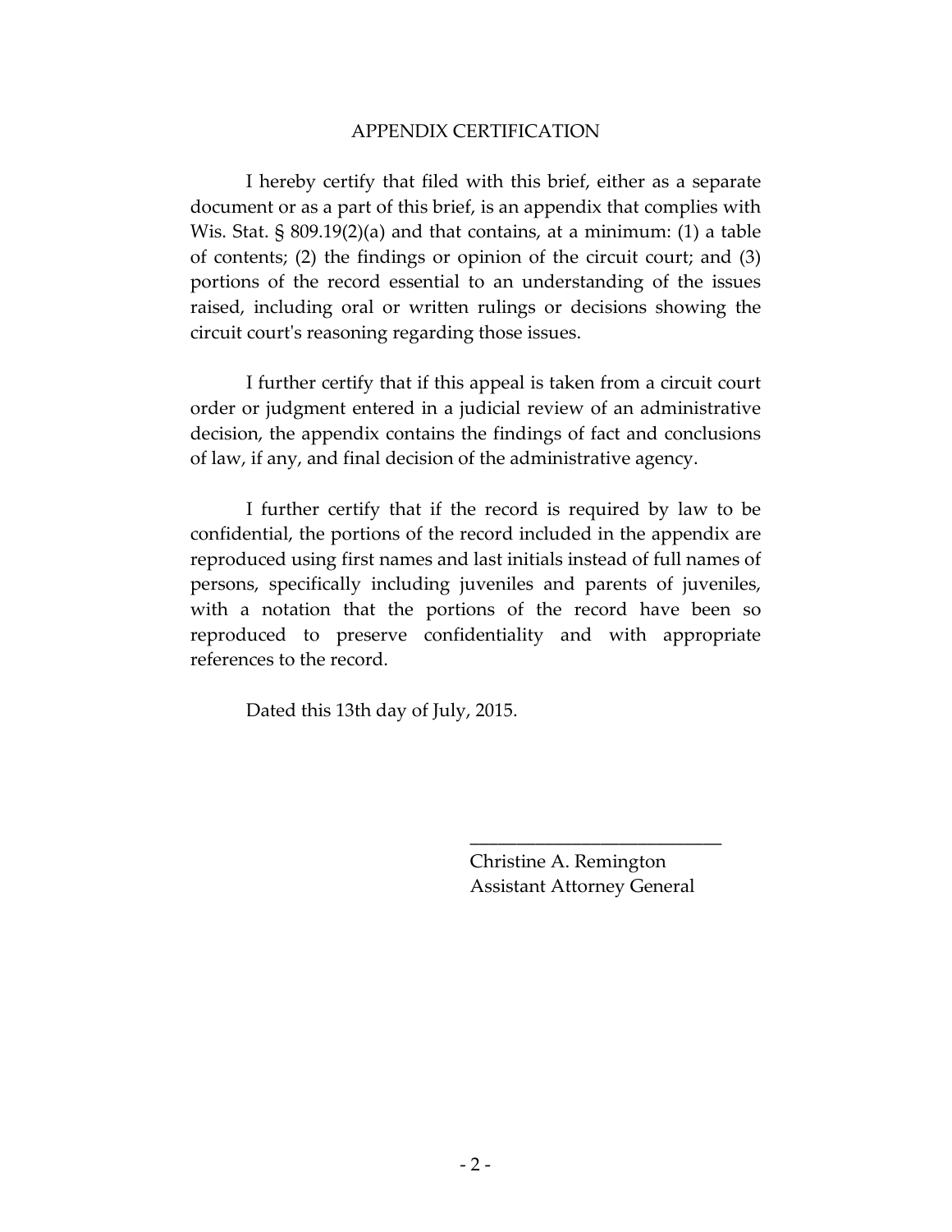## APPENDIX CERTIFICATION

I hereby certify that filed with this brief, either as a separate document or as a part of this brief, is an appendix that complies with Wis. Stat. § 809.19(2)(a) and that contains, at a minimum: (1) a table of contents; (2) the findings or opinion of the circuit court; and (3) portions of the record essential to an understanding of the issues raised, including oral or written rulings or decisions showing the circuit court's reasoning regarding those issues.

I further certify that if this appeal is taken from a circuit court order or judgment entered in a judicial review of an administrative decision, the appendix contains the findings of fact and conclusions of law, if any, and final decision of the administrative agency.

I further certify that if the record is required by law to be confidential, the portions of the record included in the appendix are reproduced using first names and last initials instead of full names of persons, specifically including juveniles and parents of juveniles, with a notation that the portions of the record have been so reproduced to preserve confidentiality and with appropriate references to the record.

Dated this 13th day of July, 2015.

\_\_\_\_\_\_\_\_\_\_\_\_\_\_\_\_\_\_\_\_\_\_\_\_\_\_\_\_

Christine A. Remington
Assistant Attorney General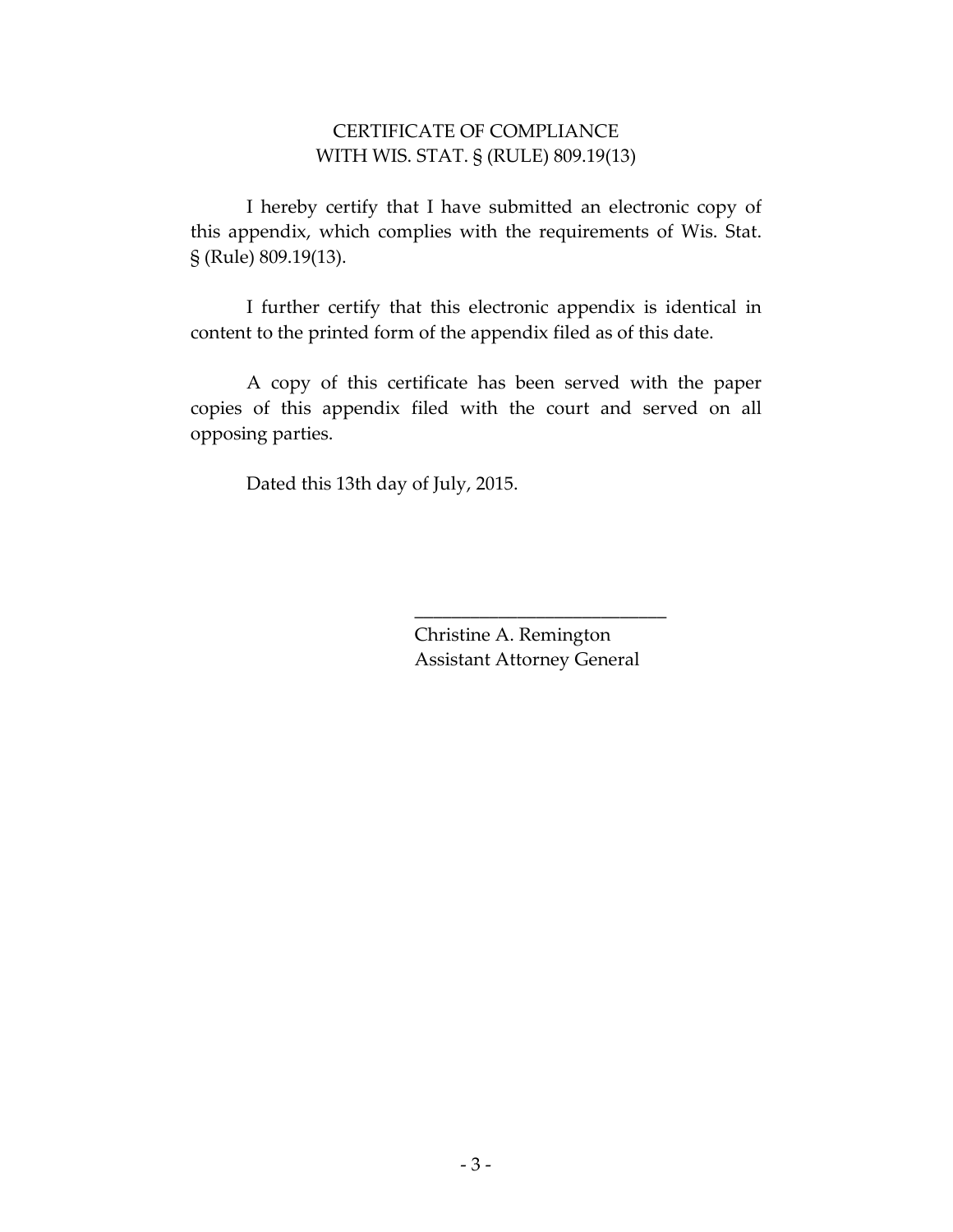# CERTIFICATE OF COMPLIANCE
# WITH WIS. STAT. § (RULE) 809.19(13)

I hereby certify that I have submitted an electronic copy of this appendix, which complies with the requirements of Wis. Stat. § (Rule) 809.19(13).

I further certify that this electronic appendix is identical in content to the printed form of the appendix filed as of this date.

A copy of this certificate has been served with the paper copies of this appendix filed with the court and served on all opposing parties.

Dated this 13th day of July, 2015.

\_\_\_\_\_\_\_\_\_\_\_\_\_\_\_\_\_\_\_\_\_\_\_\_\_\_\_\_

Christine A. Remington
Assistant Attorney General